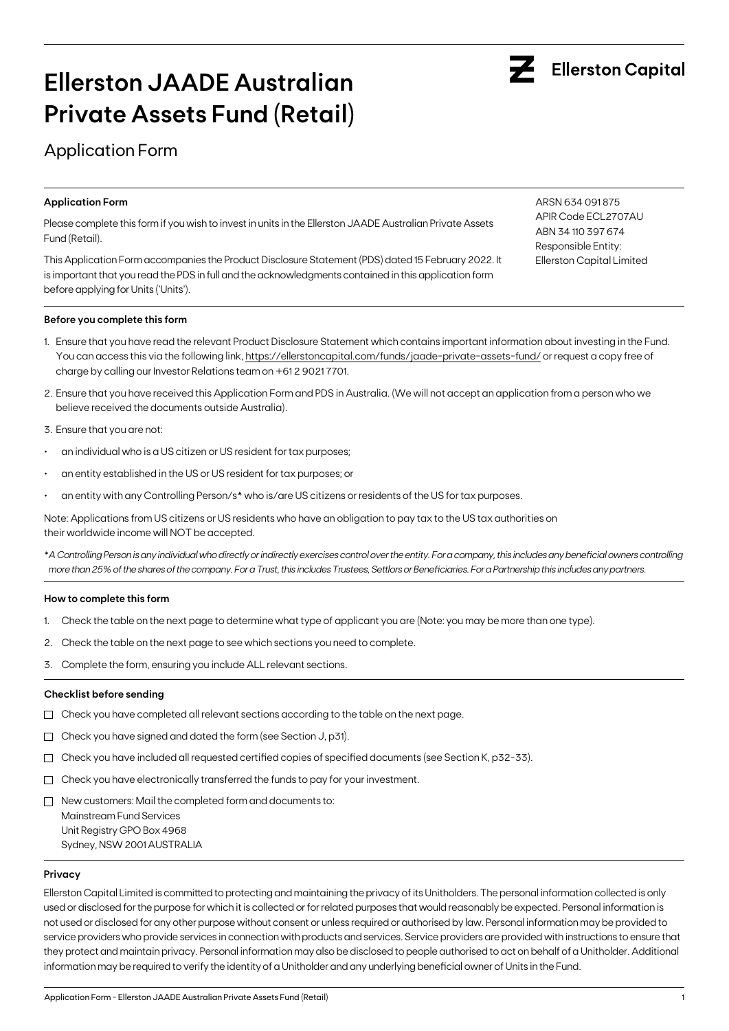# Ellerston JAADE Australian Private Assets Fund (Retail)

Ellerston Capital

## Application Form

### Application Form

Please complete this form if you wish to invest in units in the Ellerston JAADE Australian Private Assets Fund (Retail).

This Application Form accompanies the Product Disclosure Statement (PDS) dated 15 February 2022. It is important that you read the PDS in full and the acknowledgments contained in this application form before applying for Units ('Units').

ARSN 634 091 875
APIR Code ECL2707AU
ABN 34 110 397 674
Responsible Entity:
Ellerston Capital Limited

### Before you complete this form

1. Ensure that you have read the relevant Product Disclosure Statement which contains important information about investing in the Fund. You can access this via the following link, https://ellerstoncapital.com/funds/jaade-private-assets-fund/ or request a copy free of charge by calling our Investor Relations team on +61 2 9021 7701.
2. Ensure that you have received this Application Form and PDS in Australia. (We will not accept an application from a person who we believe received the documents outside Australia).
3. Ensure that you are not:

- an individual who is a US citizen or US resident for tax purposes;
- an entity established in the US or US resident for tax purposes; or
- an entity with any Controlling Person/s* who is/are US citizens or residents of the US for tax purposes.

Note: Applications from US citizens or US residents who have an obligation to pay tax to the US tax authorities on their worldwide income will NOT be accepted.

*\*A Controlling Person is any individual who directly or indirectly exercises control over the entity. For a company, this includes any beneficial owners controlling more than 25% of the shares of the company. For a Trust, this includes Trustees, Settlors or Beneficiaries. For a Partnership this includes any partners.*

### How to complete this form

1. Check the table on the next page to determine what type of applicant you are (Note: you may be more than one type).
2. Check the table on the next page to see which sections you need to complete.
3. Complete the form, ensuring you include ALL relevant sections.

### Checklist before sending

- ☐ Check you have completed all relevant sections according to the table on the next page.
- ☐ Check you have signed and dated the form (see Section J, p31).
- ☐ Check you have included all requested certified copies of specified documents (see Section K, p32-33).
- ☐ Check you have electronically transferred the funds to pay for your investment.
- ☐ New customers: Mail the completed form and documents to:
  Mainstream Fund Services
  Unit Registry GPO Box 4968
  Sydney, NSW 2001 AUSTRALIA

### Privacy

Ellerston Capital Limited is committed to protecting and maintaining the privacy of its Unitholders. The personal information collected is only used or disclosed for the purpose for which it is collected or for related purposes that would reasonably be expected. Personal information is not used or disclosed for any other purpose without consent or unless required or authorised by law. Personal information may be provided to service providers who provide services in connection with products and services. Service providers are provided with instructions to ensure that they protect and maintain privacy. Personal information may also be disclosed to people authorised to act on behalf of a Unitholder. Additional information may be required to verify the identity of a Unitholder and any underlying beneficial owner of Units in the Fund.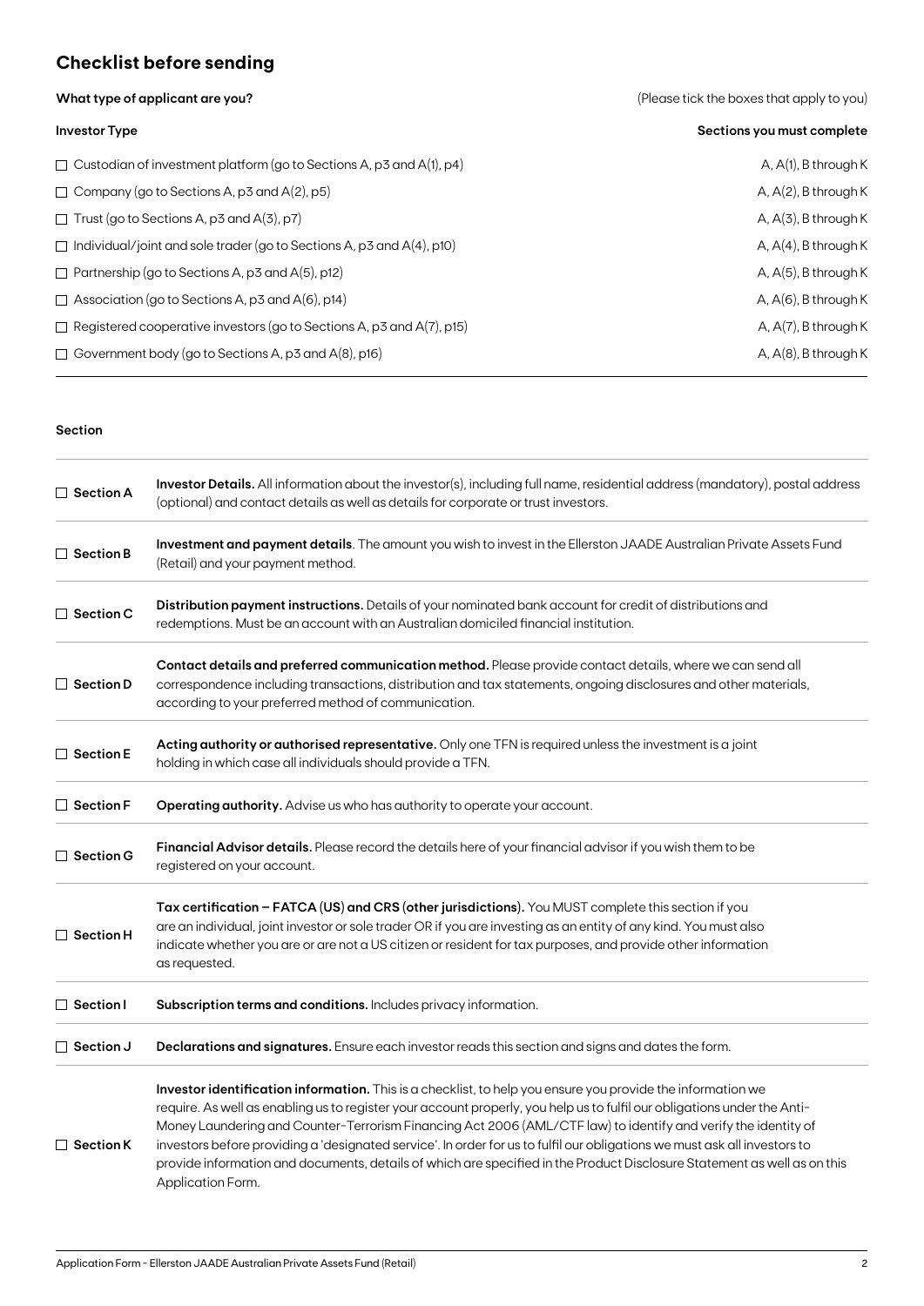## Checklist before sending

| What type of applicant are you? (Please tick the boxes that apply to you) | |
|---|---|
| **Investor Type** | **Sections you must complete** |
| ☐ Custodian of investment platform (go to Sections A, p3 and A(1), p4) | A, A(1), B through K |
| ☐ Company (go to Sections A, p3 and A(2), p5) | A, A(2), B through K |
| ☐ Trust (go to Sections A, p3 and A(3), p7) | A, A(3), B through K |
| ☐ Individual/joint and sole trader (go to Sections A, p3 and A(4), p10) | A, A(4), B through K |
| ☐ Partnership (go to Sections A, p3 and A(5), p12) | A, A(5), B through K |
| ☐ Association (go to Sections A, p3 and A(6), p14) | A, A(6), B through K |
| ☐ Registered cooperative investors (go to Sections A, p3 and A(7), p15) | A, A(7), B through K |
| ☐ Government body (go to Sections A, p3 and A(8), p16) | A, A(8), B through K |

**Section**

| | |
|---|---|
| ☐ **Section A** | **Investor Details.** All information about the investor(s), including full name, residential address (mandatory), postal address (optional) and contact details as well as details for corporate or trust investors. |
| ☐ **Section B** | **Investment and payment details**. The amount you wish to invest in the Ellerston JAADE Australian Private Assets Fund (Retail) and your payment method. |
| ☐ **Section C** | **Distribution payment instructions.** Details of your nominated bank account for credit of distributions and redemptions. Must be an account with an Australian domiciled financial institution. |
| ☐ **Section D** | **Contact details and preferred communication method.** Please provide contact details, where we can send all correspondence including transactions, distribution and tax statements, ongoing disclosures and other materials, according to your preferred method of communication. |
| ☐ **Section E** | **Acting authority or authorised representative.** Only one TFN is required unless the investment is a joint holding in which case all individuals should provide a TFN. |
| ☐ **Section F** | **Operating authority.** Advise us who has authority to operate your account. |
| ☐ **Section G** | **Financial Advisor details.** Please record the details here of your financial advisor if you wish them to be registered on your account. |
| ☐ **Section H** | **Tax certification – FATCA (US) and CRS (other jurisdictions).** You MUST complete this section if you are an individual, joint investor or sole trader OR if you are investing as an entity of any kind. You must also indicate whether you are or are not a US citizen or resident for tax purposes, and provide other information as requested. |
| ☐ **Section I** | **Subscription terms and conditions.** Includes privacy information. |
| ☐ **Section J** | **Declarations and signatures.** Ensure each investor reads this section and signs and dates the form. |
| ☐ **Section K** | **Investor identification information.** This is a checklist, to help you ensure you provide the information we require. As well as enabling us to register your account properly, you help us to fulfil our obligations under the Anti-Money Laundering and Counter-Terrorism Financing Act 2006 (AML/CTF law) to identify and verify the identity of investors before providing a 'designated service'. In order for us to fulfil our obligations we must ask all investors to provide information and documents, details of which are specified in the Product Disclosure Statement as well as on this Application Form. |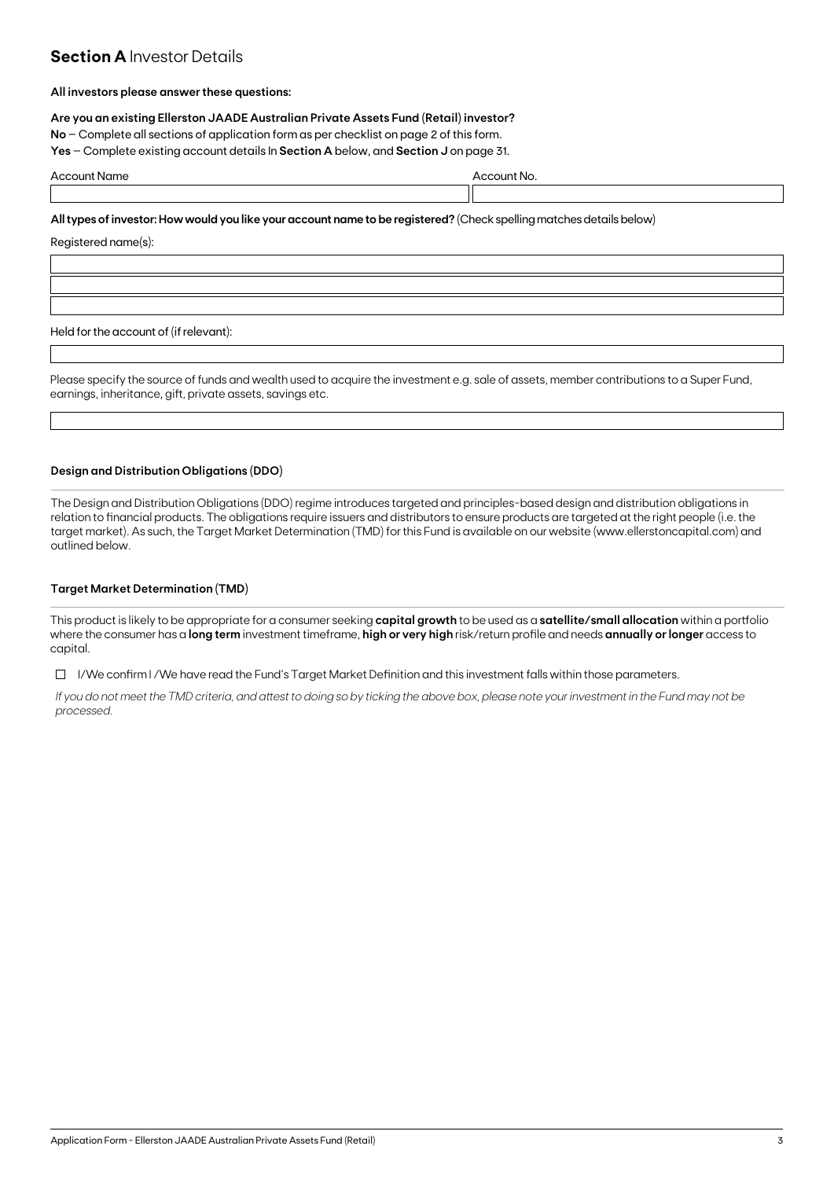## **Section A** Investor Details

**All investors please answer these questions:**

**Are you an existing Ellerston JAADE Australian Private Assets Fund (Retail) investor?**

**No** – Complete all sections of application form as per checklist on page 2 of this form.

**Yes** – Complete existing account details In **Section A** below, and **Section J** on page 31.

| Account Name | Account No. |
|---|---|
| | |

**All types of investor: How would you like your account name to be registered?** (Check spelling matches details below)

Registered name(s):

| |
|---|
| |
| |
| |

Held for the account of (if relevant):

| |
|---|
| |

Please specify the source of funds and wealth used to acquire the investment e.g. sale of assets, member contributions to a Super Fund, earnings, inheritance, gift, private assets, savings etc.

| |
|---|
| |

### Design and Distribution Obligations (DDO)

The Design and Distribution Obligations (DDO) regime introduces targeted and principles-based design and distribution obligations in relation to financial products. The obligations require issuers and distributors to ensure products are targeted at the right people (i.e. the target market). As such, the Target Market Determination (TMD) for this Fund is available on our website (www.ellerstoncapital.com) and outlined below.

### Target Market Determination (TMD)

This product is likely to be appropriate for a consumer seeking **capital growth** to be used as a **satellite/small allocation** within a portfolio where the consumer has a **long term** investment timeframe, **high or very high** risk/return profile and needs **annually or longer** access to capital.

☐ I/We confirm I /We have read the Fund's Target Market Definition and this investment falls within those parameters.

*If you do not meet the TMD criteria, and attest to doing so by ticking the above box, please note your investment in the Fund may not be processed.*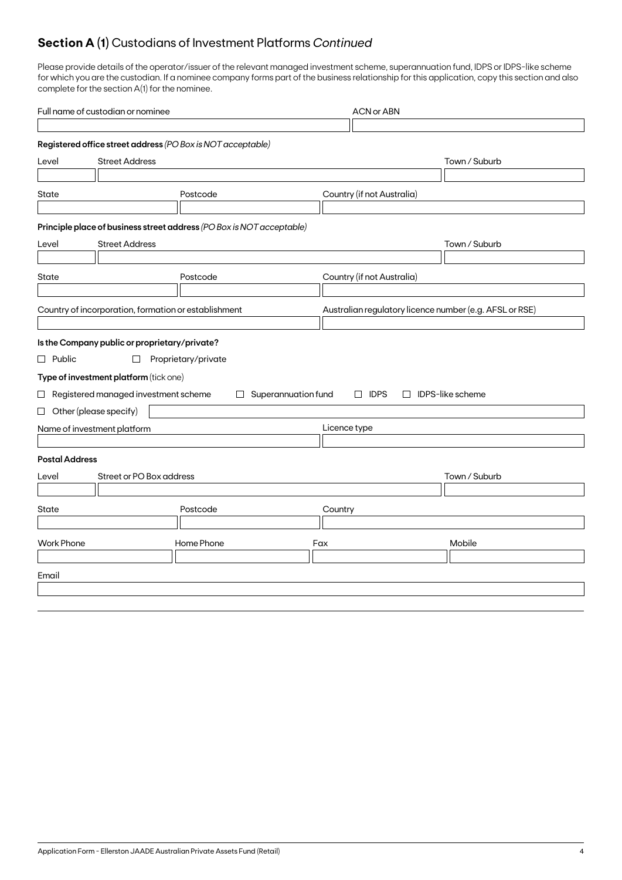## **Section A (1)** Custodians of Investment Platforms *Continued*

Please provide details of the operator/issuer of the relevant managed investment scheme, superannuation fund, IDPS or IDPS-like scheme for which you are the custodian. If a nominee company forms part of the business relationship for this application, copy this section and also complete for the section A(1) for the nominee.

Full name of custodian or nominee

ACN or ABN

**Registered office street address** *(PO Box is NOT acceptable)*

Level

Street Address

Town / Suburb

State

Postcode

Country (if not Australia)

**Principle place of business street address** *(PO Box is NOT acceptable)*

Level

Street Address

Town / Suburb

State

Postcode

Country (if not Australia)

Country of incorporation, formation or establishment

Australian regulatory licence number (e.g. AFSL or RSE)

**Is the Company public or proprietary/private?**

☐ Public ☐ Proprietary/private

**Type of investment platform** (tick one)

☐ Registered managed investment scheme ☐ Superannuation fund ☐ IDPS ☐ IDPS-like scheme

☐ Other (please specify)

Name of investment platform

Licence type

**Postal Address**

Level

Street or PO Box address

Town / Suburb

State

Postcode

Country

Work Phone

Home Phone

Fax

Mobile

Email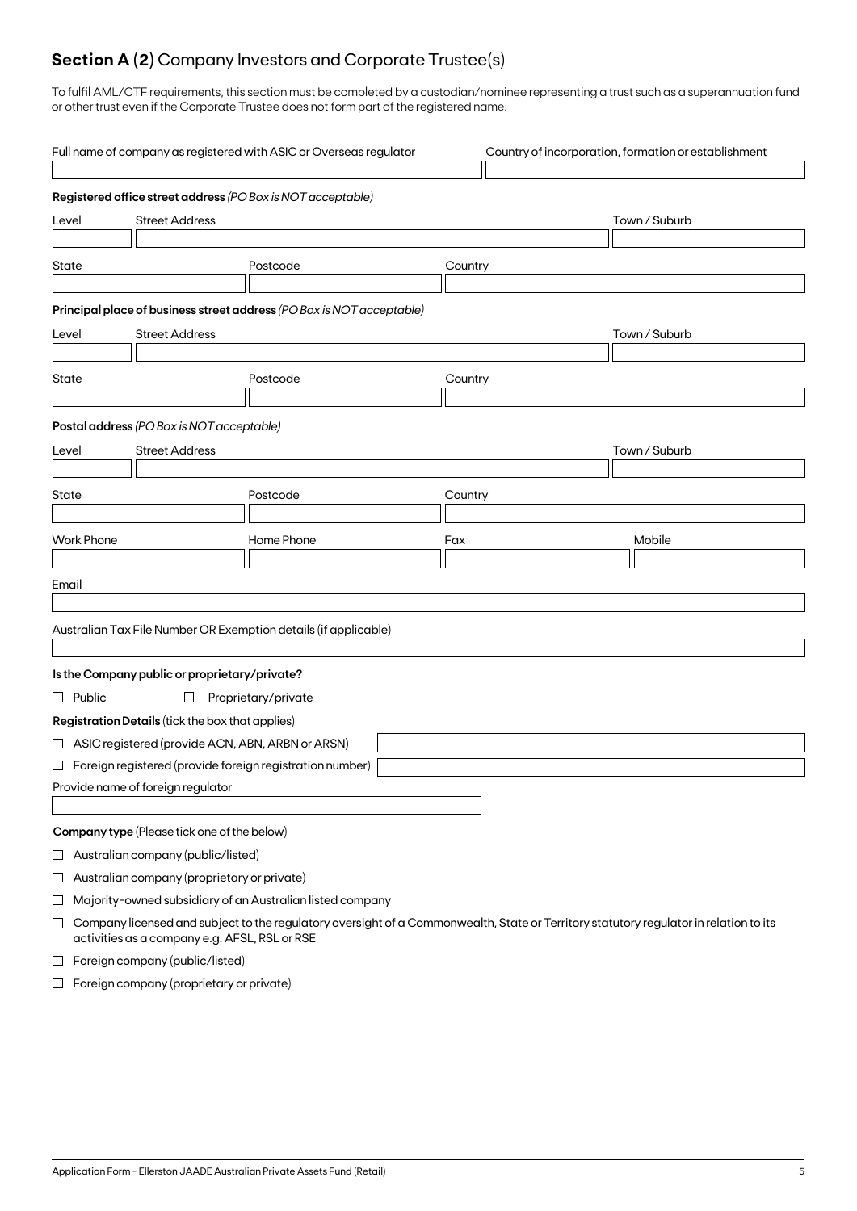## **Section A (2)** Company Investors and Corporate Trustee(s)

To fulfil AML/CTF requirements, this section must be completed by a custodian/nominee representing a trust such as a superannuation fund or other trust even if the Corporate Trustee does not form part of the registered name.

| Full name of company as registered with ASIC or Overseas regulator | Country of incorporation, formation or establishment |
|---|---|
| | |

**Registered office street address** *(PO Box is NOT acceptable)*

| Level | Street Address | Town / Suburb |
|---|---|---|
| | | |

| State | Postcode | Country |
|---|---|---|
| | | |

**Principal place of business street address** *(PO Box is NOT acceptable)*

| Level | Street Address | Town / Suburb |
|---|---|---|
| | | |

| State | Postcode | Country |
|---|---|---|
| | | |

**Postal address** *(PO Box is NOT acceptable)*

| Level | Street Address | Town / Suburb |
|---|---|---|
| | | |

| State | Postcode | Country |
|---|---|---|
| | | |

| Work Phone | Home Phone | Fax | Mobile |
|---|---|---|---|
| | | | |

Email

Australian Tax File Number OR Exemption details (if applicable)

**Is the Company public or proprietary/private?**

- ☐ Public
- ☐ Proprietary/private

**Registration Details** (tick the box that applies)

- ☐ ASIC registered (provide ACN, ABN, ARBN or ARSN)
- ☐ Foreign registered (provide foreign registration number)

Provide name of foreign regulator

**Company type** (Please tick one of the below)

- ☐ Australian company (public/listed)
- ☐ Australian company (proprietary or private)
- ☐ Majority-owned subsidiary of an Australian listed company
- ☐ Company licensed and subject to the regulatory oversight of a Commonwealth, State or Territory statutory regulator in relation to its activities as a company e.g. AFSL, RSL or RSE
- ☐ Foreign company (public/listed)
- ☐ Foreign company (proprietary or private)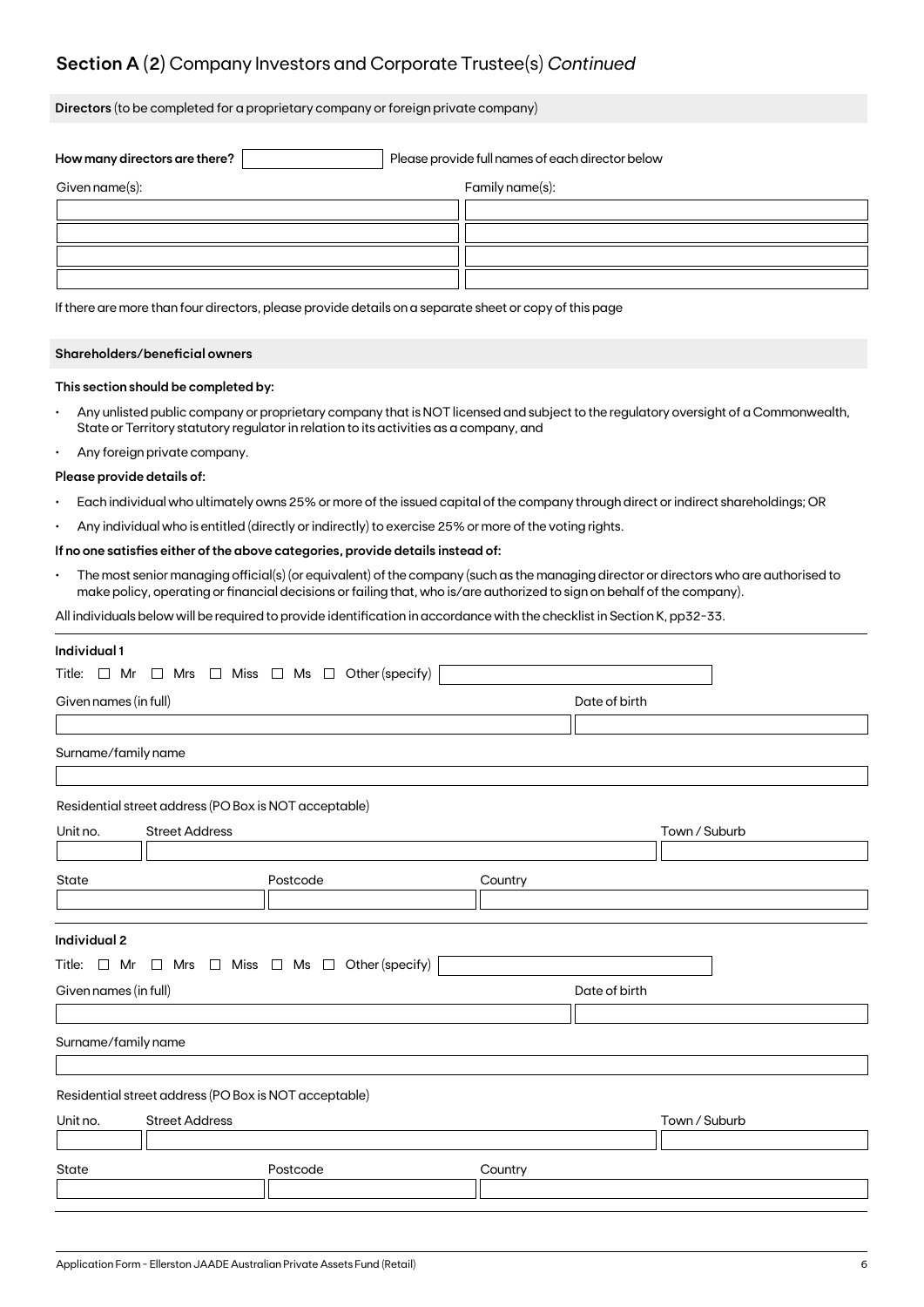## Section A (2) Company Investors and Corporate Trustee(s) *Continued*

**Directors** (to be completed for a proprietary company or foreign private company)

**How many directors are there?** ____________ Please provide full names of each director below

| Given name(s): | Family name(s): |
|---|---|
| | |
| | |
| | |
| | |

If there are more than four directors, please provide details on a separate sheet or copy of this page

**Shareholders/beneficial owners**

**This section should be completed by:**

- Any unlisted public company or proprietary company that is NOT licensed and subject to the regulatory oversight of a Commonwealth, State or Territory statutory regulator in relation to its activities as a company, and
- Any foreign private company.

**Please provide details of:**

- Each individual who ultimately owns 25% or more of the issued capital of the company through direct or indirect shareholdings; OR
- Any individual who is entitled (directly or indirectly) to exercise 25% or more of the voting rights.

**If no one satisfies either of the above categories, provide details instead of:**

- The most senior managing official(s) (or equivalent) of the company (such as the managing director or directors who are authorised to make policy, operating or financial decisions or failing that, who is/are authorized to sign on behalf of the company).

All individuals below will be required to provide identification in accordance with the checklist in Section K, pp32-33.

**Individual 1**

Title: ☐ Mr ☐ Mrs ☐ Miss ☐ Ms ☐ Other (specify) ____________

Given names (in full) ____________ Date of birth ____________

Surname/family name ____________

Residential street address (PO Box is NOT acceptable)

Unit no. ______ Street Address ____________ Town / Suburb ____________

State ______ Postcode ______ Country ____________

**Individual 2**

Title: ☐ Mr ☐ Mrs ☐ Miss ☐ Ms ☐ Other (specify) ____________

Given names (in full) ____________ Date of birth ____________

Surname/family name ____________

Residential street address (PO Box is NOT acceptable)

Unit no. ______ Street Address ____________ Town / Suburb ____________

State ______ Postcode ______ Country ____________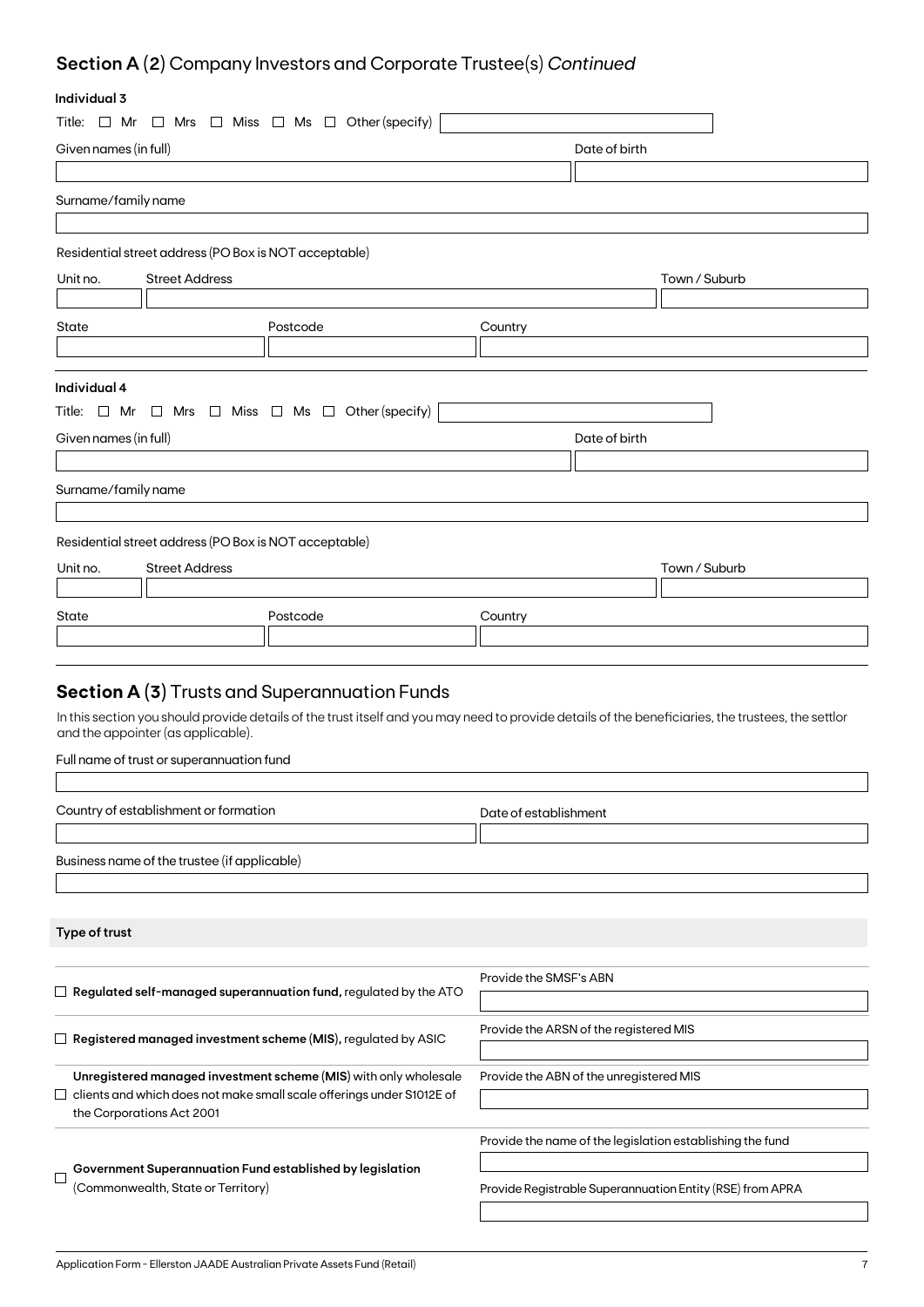## Section A (2) Company Investors and Corporate Trustee(s) *Continued*

**Individual 3**

Title: ☐ Mr ☐ Mrs ☐ Miss ☐ Ms ☐ Other (specify)

Given names (in full)

Date of birth

Surname/family name

Residential street address (PO Box is NOT acceptable)

| Unit no. | Street Address | Town / Suburb |
|---|---|---|
| | | |

| State | Postcode | Country |
|---|---|---|
| | | |

**Individual 4**

Title: ☐ Mr ☐ Mrs ☐ Miss ☐ Ms ☐ Other (specify)

Given names (in full)

Date of birth

Surname/family name

Residential street address (PO Box is NOT acceptable)

| Unit no. | Street Address | Town / Suburb |
|---|---|---|
| | | |

| State | Postcode | Country |
|---|---|---|
| | | |

## Section A (3) Trusts and Superannuation Funds

In this section you should provide details of the trust itself and you may need to provide details of the beneficiaries, the trustees, the settlor and the appointer (as applicable).

Full name of trust or superannuation fund

Country of establishment or formation

Date of establishment

Business name of the trustee (if applicable)

**Type of trust**

| | |
|---|---|
| ☐ **Regulated self-managed superannuation fund,** regulated by the ATO | Provide the SMSF's ABN |
| ☐ **Registered managed investment scheme (MIS),** regulated by ASIC | Provide the ARSN of the registered MIS |
| ☐ **Unregistered managed investment scheme (MIS)** with only wholesale clients and which does not make small scale offerings under S1012E of the Corporations Act 2001 | Provide the ABN of the unregistered MIS |
| ☐ **Government Superannuation Fund established by legislation** (Commonwealth, State or Territory) | Provide the name of the legislation establishing the fund<br>Provide Registrable Superannuation Entity (RSE) from APRA |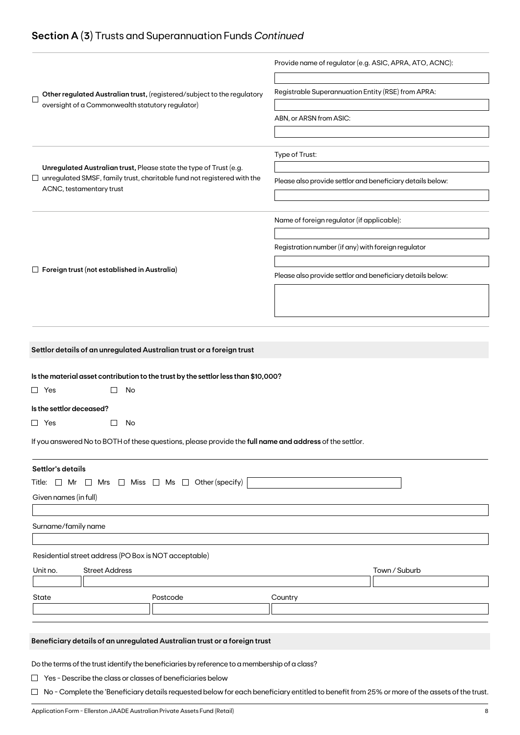## Section A (3) Trusts and Superannuation Funds *Continued*

☐ **Other regulated Australian trust,** (registered/subject to the regulatory oversight of a Commonwealth statutory regulator)

Provide name of regulator (e.g. ASIC, APRA, ATO, ACNC):

Registrable Superannuation Entity (RSE) from APRA:

ABN, or ARSN from ASIC:

☐ **Unregulated Australian trust,** Please state the type of Trust (e.g. unregulated SMSF, family trust, charitable fund not registered with the ACNC, testamentary trust

Type of Trust:

Please also provide settlor and beneficiary details below:

☐ **Foreign trust (not established in Australia)**

Name of foreign regulator (if applicable):

Registration number (if any) with foreign regulator

Please also provide settlor and beneficiary details below:

### Settlor details of an unregulated Australian trust or a foreign trust

**Is the material asset contribution to the trust by the settlor less than $10,000?**

☐ Yes ☐ No

**Is the settlor deceased?**

☐ Yes ☐ No

If you answered No to BOTH of these questions, please provide the **full name and address** of the settlor.

**Settlor's details**

Title: ☐ Mr ☐ Mrs ☐ Miss ☐ Ms ☐ Other (specify)

Given names (in full)

Surname/family name

Residential street address (PO Box is NOT acceptable)

| Unit no. | Street Address | Town / Suburb |
|---|---|---|
| | | |

| State | Postcode | Country |
|---|---|---|
| | | |

### Beneficiary details of an unregulated Australian trust or a foreign trust

Do the terms of the trust identify the beneficiaries by reference to a membership of a class?

☐ Yes - Describe the class or classes of beneficiaries below

☐ No - Complete the 'Beneficiary details requested below for each beneficiary entitled to benefit from 25% or more of the assets of the trust.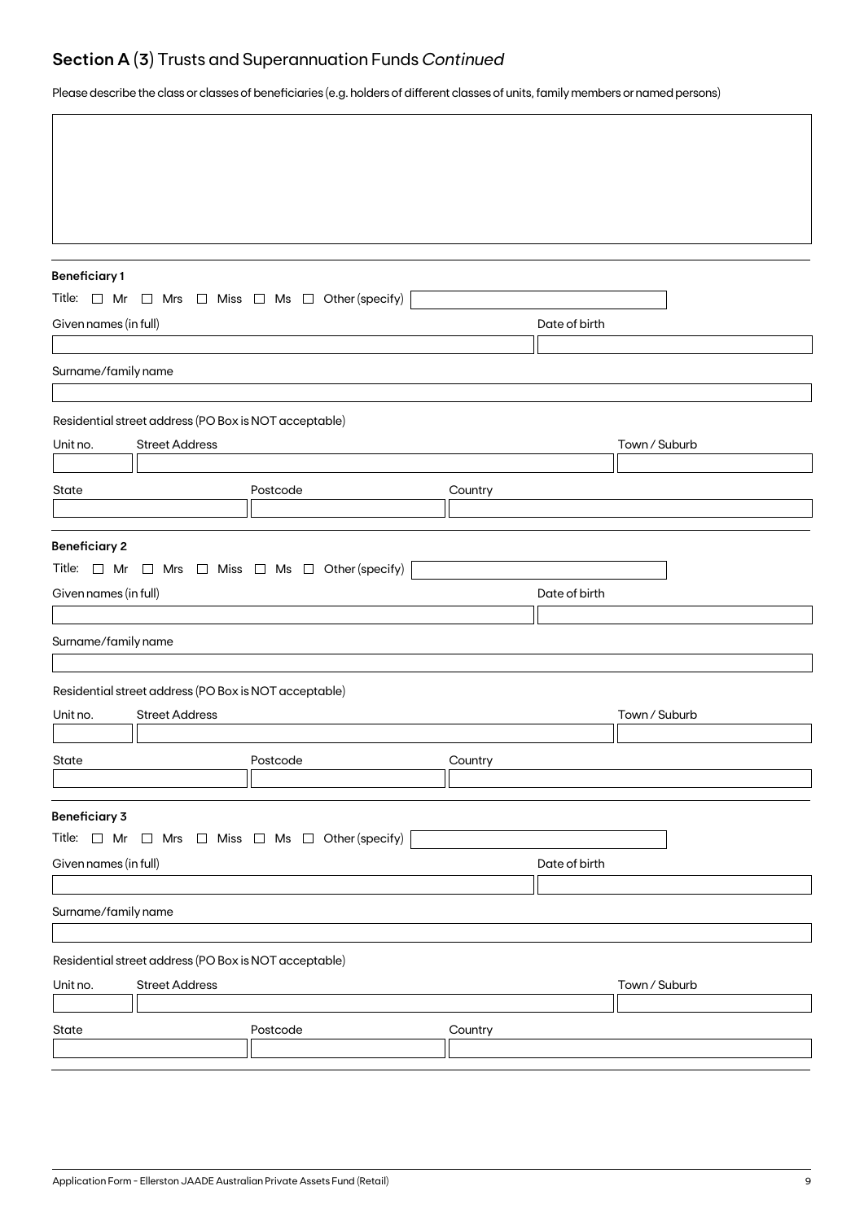## Section A (3) Trusts and Superannuation Funds *Continued*

Please describe the class or classes of beneficiaries (e.g. holders of different classes of units, family members or named persons)

&nbsp;

**Beneficiary 1**

Title: ☐ Mr ☐ Mrs ☐ Miss ☐ Ms ☐ Other (specify)

Given names (in full)

Date of birth

Surname/family name

Residential street address (PO Box is NOT acceptable)

Unit no.

Street Address

Town / Suburb

State

Postcode

Country

**Beneficiary 2**

Title: ☐ Mr ☐ Mrs ☐ Miss ☐ Ms ☐ Other (specify)

Given names (in full)

Date of birth

Surname/family name

Residential street address (PO Box is NOT acceptable)

Unit no.

Street Address

Town / Suburb

State

Postcode

Country

**Beneficiary 3**

Title: ☐ Mr ☐ Mrs ☐ Miss ☐ Ms ☐ Other (specify)

Given names (in full)

Date of birth

Surname/family name

Residential street address (PO Box is NOT acceptable)

Unit no.

Street Address

Town / Suburb

State

Postcode

Country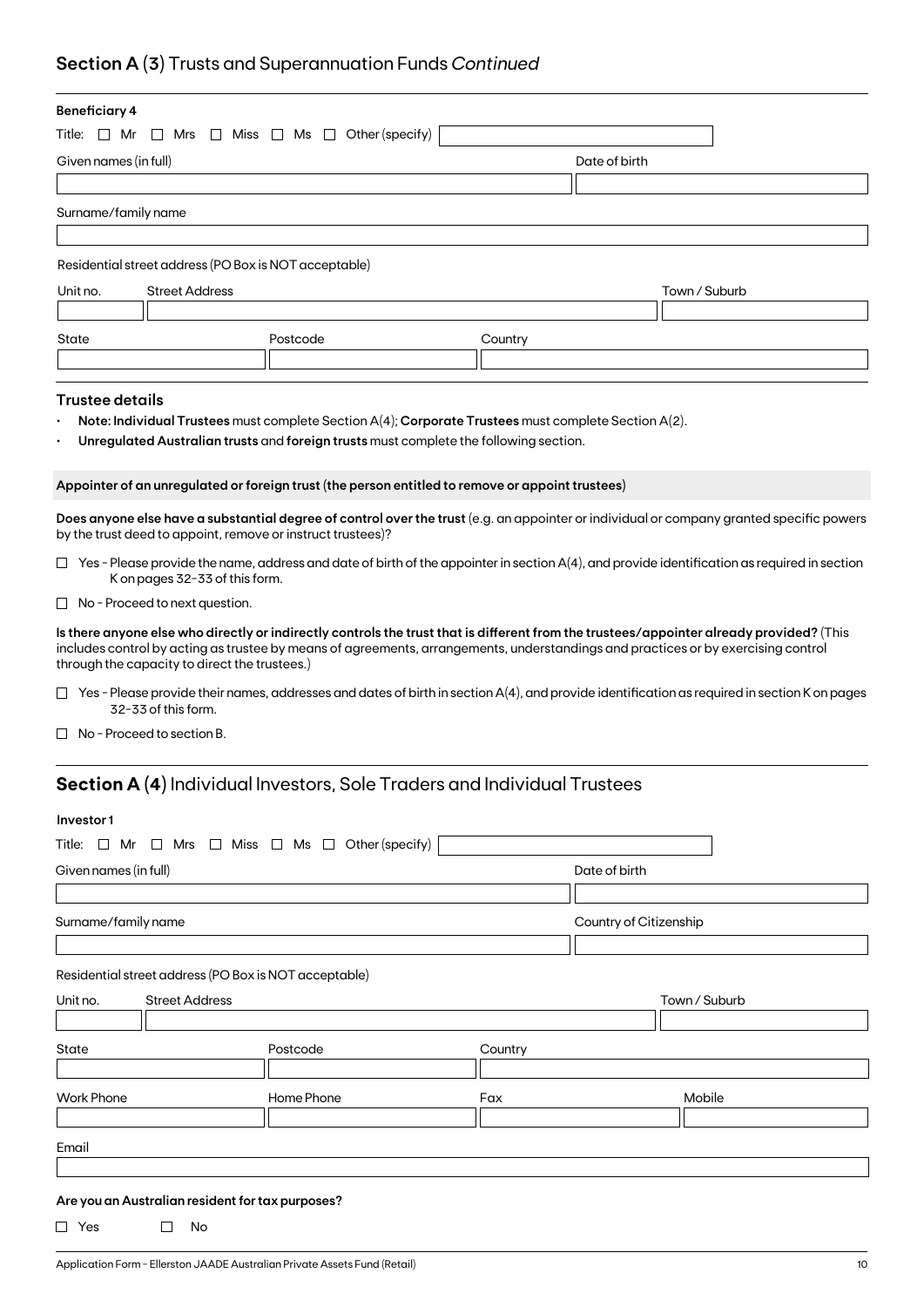## Section A (3) Trusts and Superannuation Funds *Continued*

**Beneficiary 4**

Title: ☐ Mr ☐ Mrs ☐ Miss ☐ Ms ☐ Other (specify)

Given names (in full)

Date of birth

Surname/family name

Residential street address (PO Box is NOT acceptable)

| Unit no. | Street Address | Town / Suburb |
|---|---|---|
| | | |

| State | Postcode | Country |
|---|---|---|
| | | |

### Trustee details

- **Note: Individual Trustees** must complete Section A(4); **Corporate Trustees** must complete Section A(2).
- **Unregulated Australian trusts** and **foreign trusts** must complete the following section.

**Appointer of an unregulated or foreign trust (the person entitled to remove or appoint trustees)**

**Does anyone else have a substantial degree of control over the trust** (e.g. an appointer or individual or company granted specific powers by the trust deed to appoint, remove or instruct trustees)?

☐ Yes - Please provide the name, address and date of birth of the appointer in section A(4), and provide identification as required in section K on pages 32-33 of this form.

☐ No - Proceed to next question.

**Is there anyone else who directly or indirectly controls the trust that is different from the trustees/appointer already provided?** (This includes control by acting as trustee by means of agreements, arrangements, understandings and practices or by exercising control through the capacity to direct the trustees.)

☐ Yes - Please provide their names, addresses and dates of birth in section A(4), and provide identification as required in section K on pages 32-33 of this form.

☐ No - Proceed to section B.

## Section A (4) Individual Investors, Sole Traders and Individual Trustees

**Investor 1**

Title: ☐ Mr ☐ Mrs ☐ Miss ☐ Ms ☐ Other (specify)

Given names (in full)

Date of birth

Surname/family name

Country of Citizenship

Residential street address (PO Box is NOT acceptable)

| Unit no. | Street Address | Town / Suburb |
|---|---|---|
| | | |

| State | Postcode | Country |
|---|---|---|
| | | |

| Work Phone | Home Phone | Fax | Mobile |
|---|---|---|---|
| | | | |

Email

**Are you an Australian resident for tax purposes?**

☐ Yes ☐ No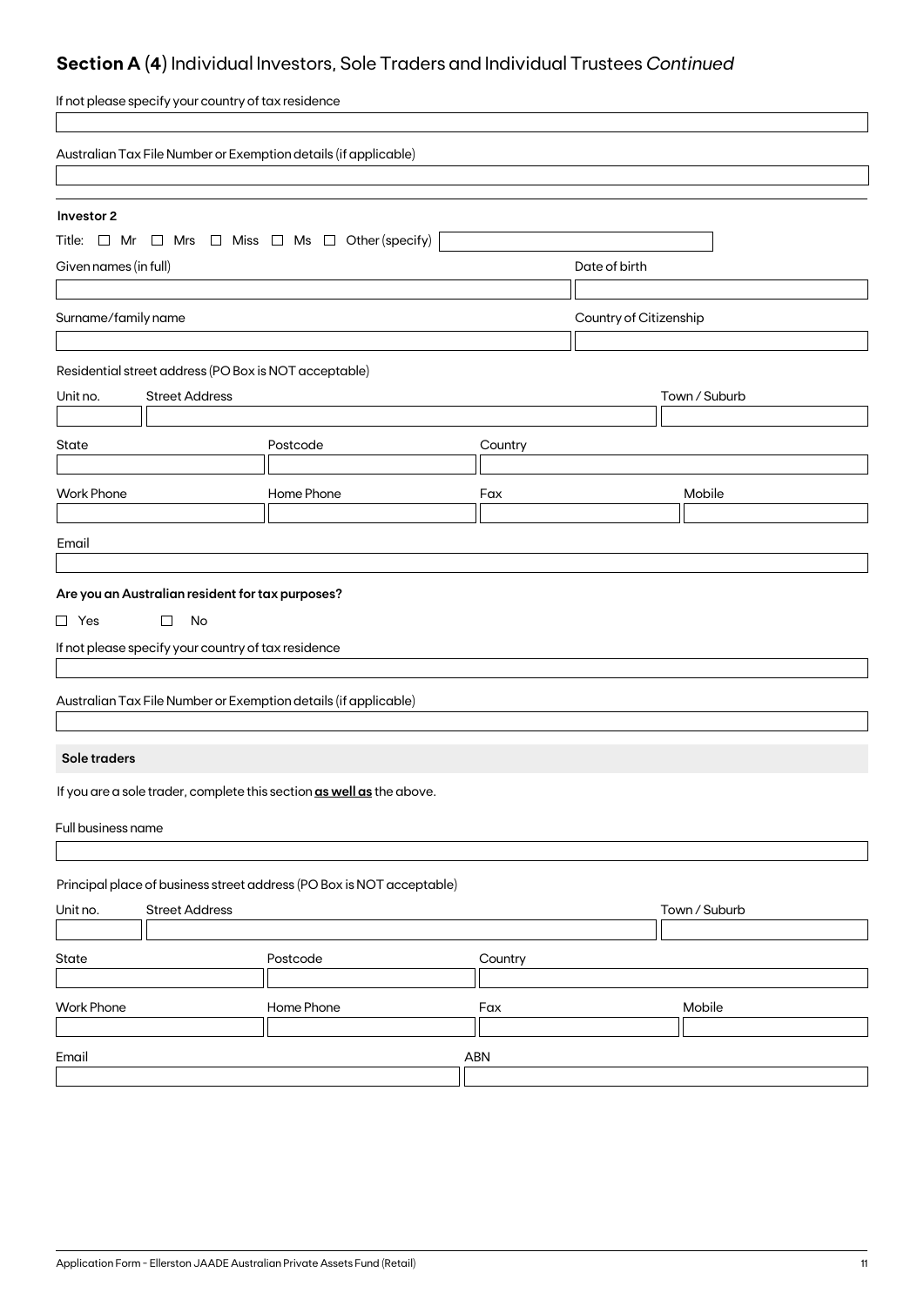## **Section A (4)** Individual Investors, Sole Traders and Individual Trustees *Continued*

If not please specify your country of tax residence

Australian Tax File Number or Exemption details (if applicable)

**Investor 2**

Title: ☐ Mr ☐ Mrs ☐ Miss ☐ Ms ☐ Other (specify)

Given names (in full)

Date of birth

Surname/family name

Country of Citizenship

Residential street address (PO Box is NOT acceptable)

Unit no. | Street Address | Town / Suburb

State | Postcode | Country

Work Phone | Home Phone | Fax | Mobile

Email

**Are you an Australian resident for tax purposes?**

☐ Yes ☐ No

If not please specify your country of tax residence

Australian Tax File Number or Exemption details (if applicable)

**Sole traders**

If you are a sole trader, complete this section **as well as** the above.

Full business name

Principal place of business street address (PO Box is NOT acceptable)

Unit no. | Street Address | Town / Suburb

State | Postcode | Country

Work Phone | Home Phone | Fax | Mobile

Email | ABN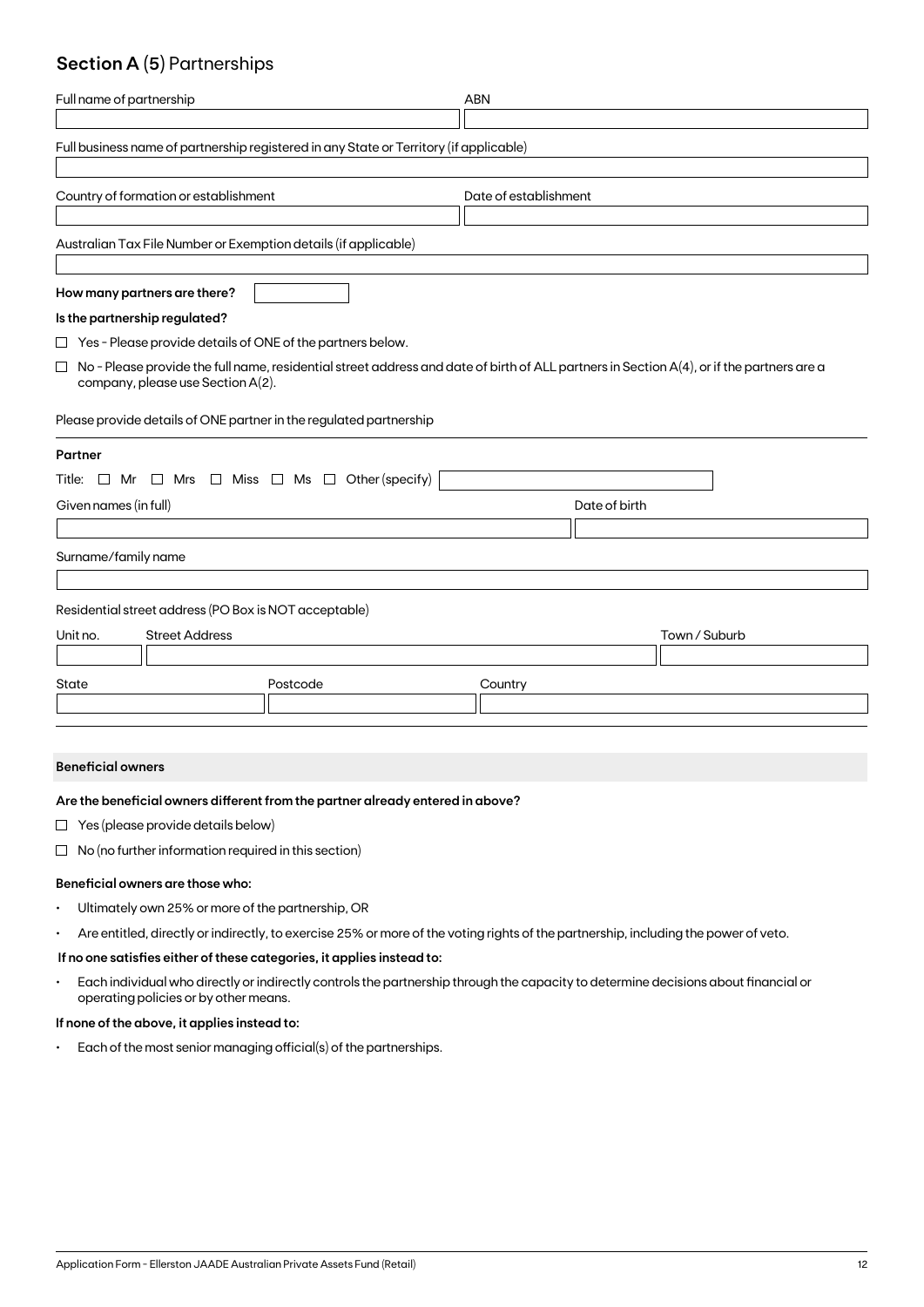## Section A (5) Partnerships

| Full name of partnership | ABN |
|---|---|
| | |

Full business name of partnership registered in any State or Territory (if applicable)

| Country of formation or establishment | Date of establishment |
|---|---|
| | |

Australian Tax File Number or Exemption details (if applicable)

**How many partners are there?**

**Is the partnership regulated?**

☐ Yes - Please provide details of ONE of the partners below.

☐ No - Please provide the full name, residential street address and date of birth of ALL partners in Section A(4), or if the partners are a company, please use Section A(2).

Please provide details of ONE partner in the regulated partnership

**Partner**

Title: ☐ Mr ☐ Mrs ☐ Miss ☐ Ms ☐ Other (specify)

| Given names (in full) | Date of birth |
|---|---|
| | |

Surname/family name

Residential street address (PO Box is NOT acceptable)

| Unit no. | Street Address | Town / Suburb |
|---|---|---|
| | | |

| State | Postcode | Country |
|---|---|---|
| | | |

**Beneficial owners**

**Are the beneficial owners different from the partner already entered in above?**

☐ Yes (please provide details below)

☐ No (no further information required in this section)

**Beneficial owners are those who:**

- Ultimately own 25% or more of the partnership, OR
- Are entitled, directly or indirectly, to exercise 25% or more of the voting rights of the partnership, including the power of veto.

**If no one satisfies either of these categories, it applies instead to:**

- Each individual who directly or indirectly controls the partnership through the capacity to determine decisions about financial or operating policies or by other means.

**If none of the above, it applies instead to:**

- Each of the most senior managing official(s) of the partnerships.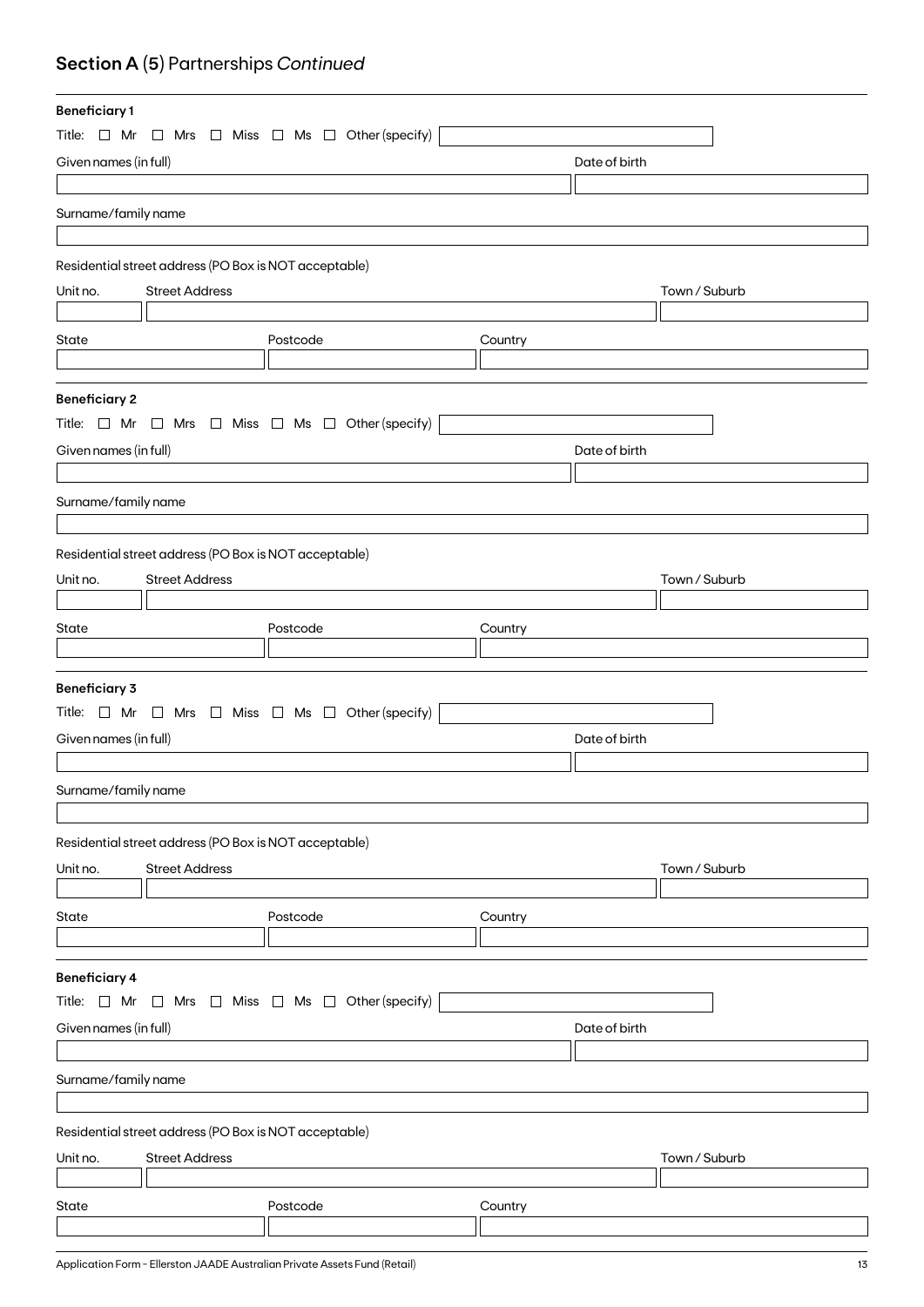## **Section A** (5) Partnerships *Continued*

**Beneficiary 1**

Title: ☐ Mr ☐ Mrs ☐ Miss ☐ Ms ☐ Other (specify)

Given names (in full)

Date of birth

Surname/family name

Residential street address (PO Box is NOT acceptable)

Unit no.

Street Address

Town / Suburb

State

Postcode

Country

**Beneficiary 2**

Title: ☐ Mr ☐ Mrs ☐ Miss ☐ Ms ☐ Other (specify)

Given names (in full)

Date of birth

Surname/family name

Residential street address (PO Box is NOT acceptable)

Unit no.

Street Address

Town / Suburb

State

Postcode

Country

**Beneficiary 3**

Title: ☐ Mr ☐ Mrs ☐ Miss ☐ Ms ☐ Other (specify)

Given names (in full)

Date of birth

Surname/family name

Residential street address (PO Box is NOT acceptable)

Unit no.

Street Address

Town / Suburb

State

Postcode

Country

**Beneficiary 4**

Title: ☐ Mr ☐ Mrs ☐ Miss ☐ Ms ☐ Other (specify)

Given names (in full)

Date of birth

Surname/family name

Residential street address (PO Box is NOT acceptable)

Unit no.

Street Address

Town / Suburb

State

Postcode

Country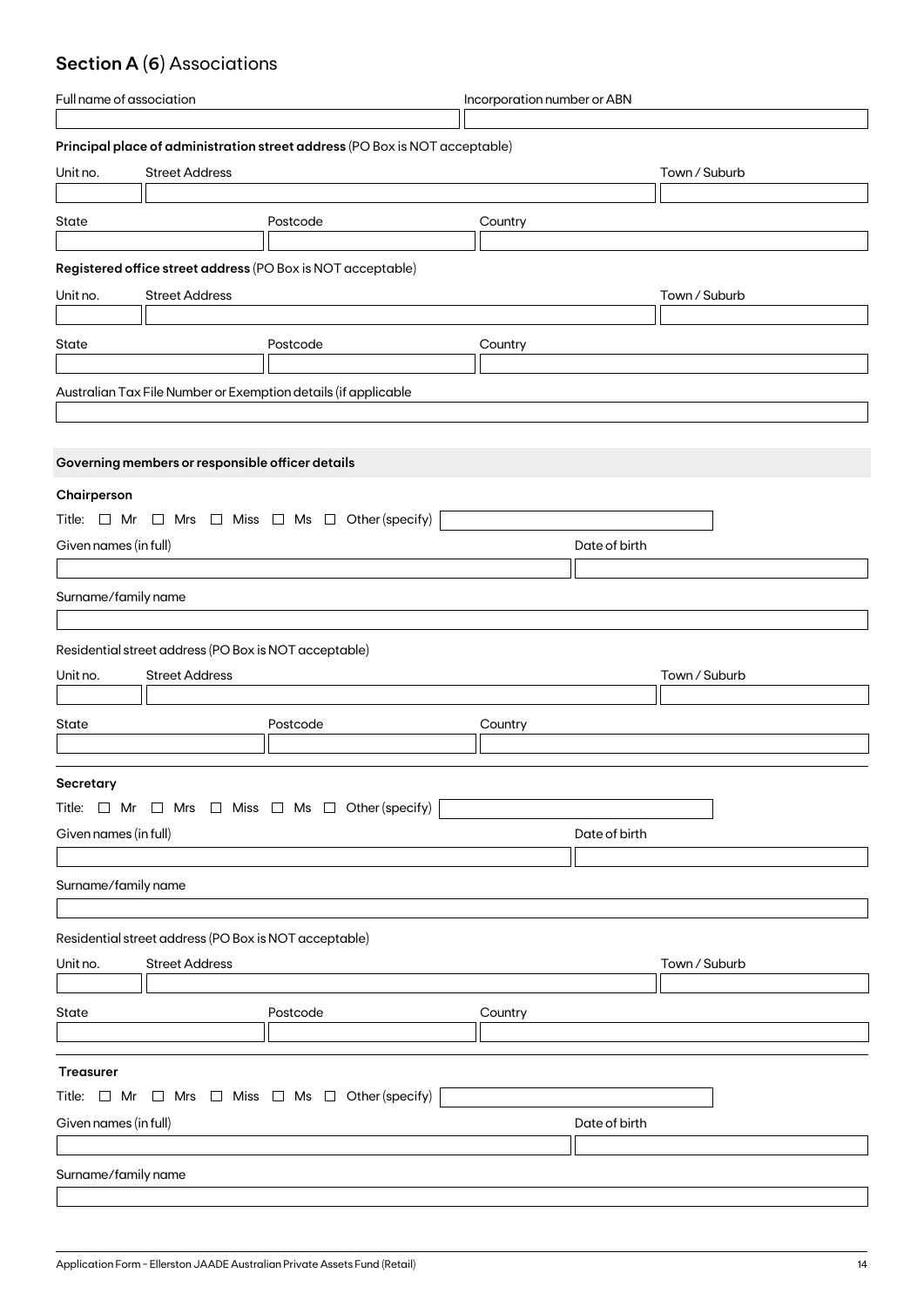## Section A (6) Associations

| Full name of association | Incorporation number or ABN |
|---|---|
| | |

**Principal place of administration street address** (PO Box is NOT acceptable)

| Unit no. | Street Address | Town / Suburb |
|---|---|---|
| | | |

| State | Postcode | Country |
|---|---|---|
| | | |

**Registered office street address** (PO Box is NOT acceptable)

| Unit no. | Street Address | Town / Suburb |
|---|---|---|
| | | |

| State | Postcode | Country |
|---|---|---|
| | | |

Australian Tax File Number or Exemption details (if applicable

| |
|---|
| |

### Governing members or responsible officer details

**Chairperson**

Title: ☐ Mr ☐ Mrs ☐ Miss ☐ Ms ☐ Other (specify) \_\_\_\_\_\_\_\_\_\_

| Given names (in full) | Date of birth |
|---|---|
| | |

Surname/family name

| |
|---|
| |

Residential street address (PO Box is NOT acceptable)

| Unit no. | Street Address | Town / Suburb |
|---|---|---|
| | | |

| State | Postcode | Country |
|---|---|---|
| | | |

**Secretary**

Title: ☐ Mr ☐ Mrs ☐ Miss ☐ Ms ☐ Other (specify) \_\_\_\_\_\_\_\_\_\_

| Given names (in full) | Date of birth |
|---|---|
| | |

Surname/family name

| |
|---|
| |

Residential street address (PO Box is NOT acceptable)

| Unit no. | Street Address | Town / Suburb |
|---|---|---|
| | | |

| State | Postcode | Country |
|---|---|---|
| | | |

**Treasurer**

Title: ☐ Mr ☐ Mrs ☐ Miss ☐ Ms ☐ Other (specify) \_\_\_\_\_\_\_\_\_\_

| Given names (in full) | Date of birth |
|---|---|
| | |

Surname/family name

| |
|---|
| |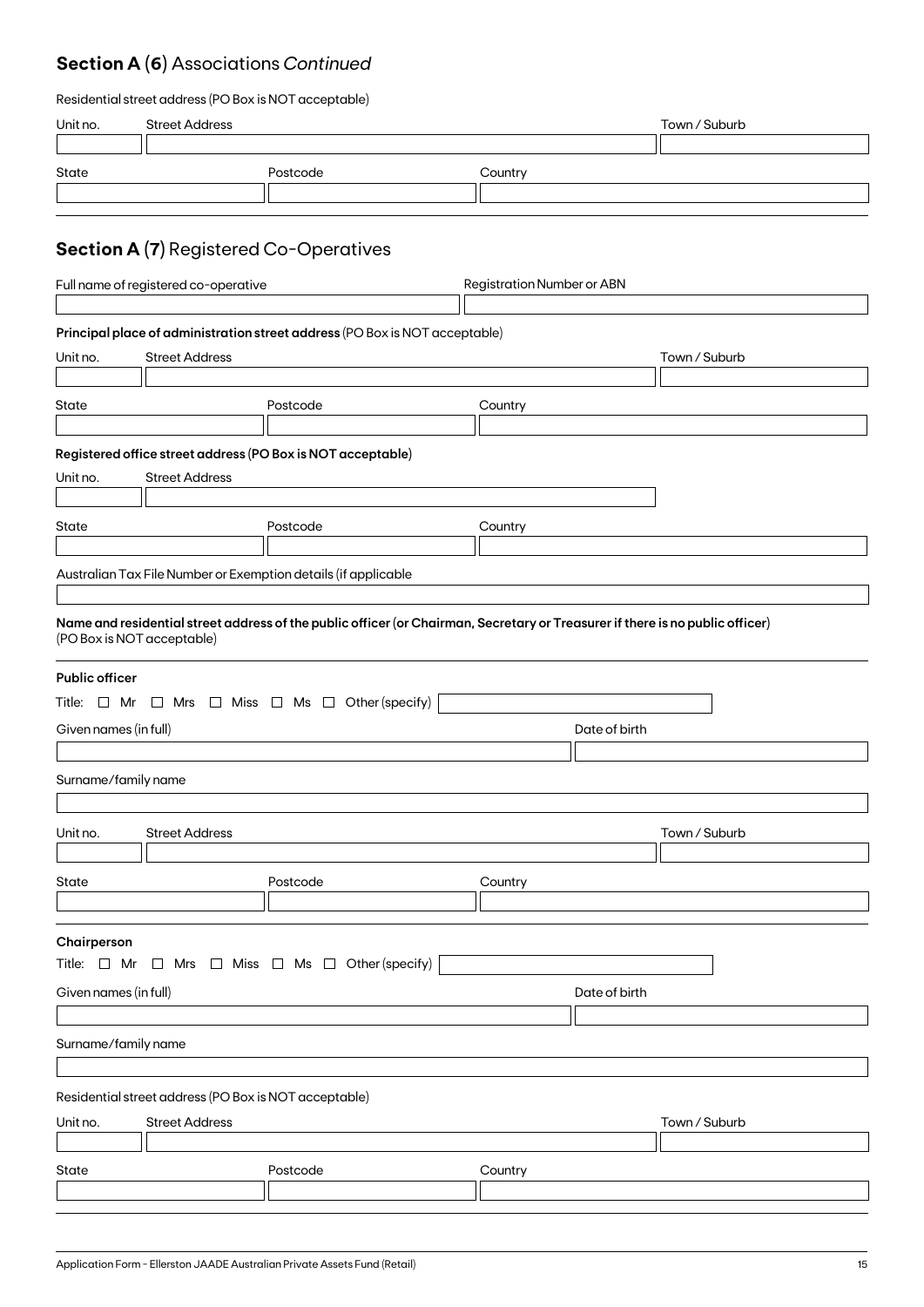## Section A (6) Associations *Continued*

Residential street address (PO Box is NOT acceptable)

| Unit no. | Street Address | Town / Suburb |
|---|---|---|
| | | |

| State | Postcode | Country |
|---|---|---|
| | | |

## Section A (7) Registered Co-Operatives

| Full name of registered co-operative | Registration Number or ABN |
|---|---|
| | |

**Principal place of administration street address** (PO Box is NOT acceptable)

| Unit no. | Street Address | Town / Suburb |
|---|---|---|
| | | |

| State | Postcode | Country |
|---|---|---|
| | | |

**Registered office street address (PO Box is NOT acceptable)**

| Unit no. | Street Address |
|---|---|
| | |

| State | Postcode | Country |
|---|---|---|
| | | |

Australian Tax File Number or Exemption details (if applicable

| |
|---|
| |

**Name and residential street address of the public officer (or Chairman, Secretary or Treasurer if there is no public officer)** (PO Box is NOT acceptable)

**Public officer**

Title: ☐ Mr ☐ Mrs ☐ Miss ☐ Ms ☐ Other (specify) ______

| Given names (in full) | Date of birth |
|---|---|
| | |

| Surname/family name |
|---|
| |

| Unit no. | Street Address | Town / Suburb |
|---|---|---|
| | | |

| State | Postcode | Country |
|---|---|---|
| | | |

**Chairperson**

Title: ☐ Mr ☐ Mrs ☐ Miss ☐ Ms ☐ Other (specify) ______

| Given names (in full) | Date of birth |
|---|---|
| | |

| Surname/family name |
|---|
| |

Residential street address (PO Box is NOT acceptable)

| Unit no. | Street Address | Town / Suburb |
|---|---|---|
| | | |

| State | Postcode | Country |
|---|---|---|
| | | |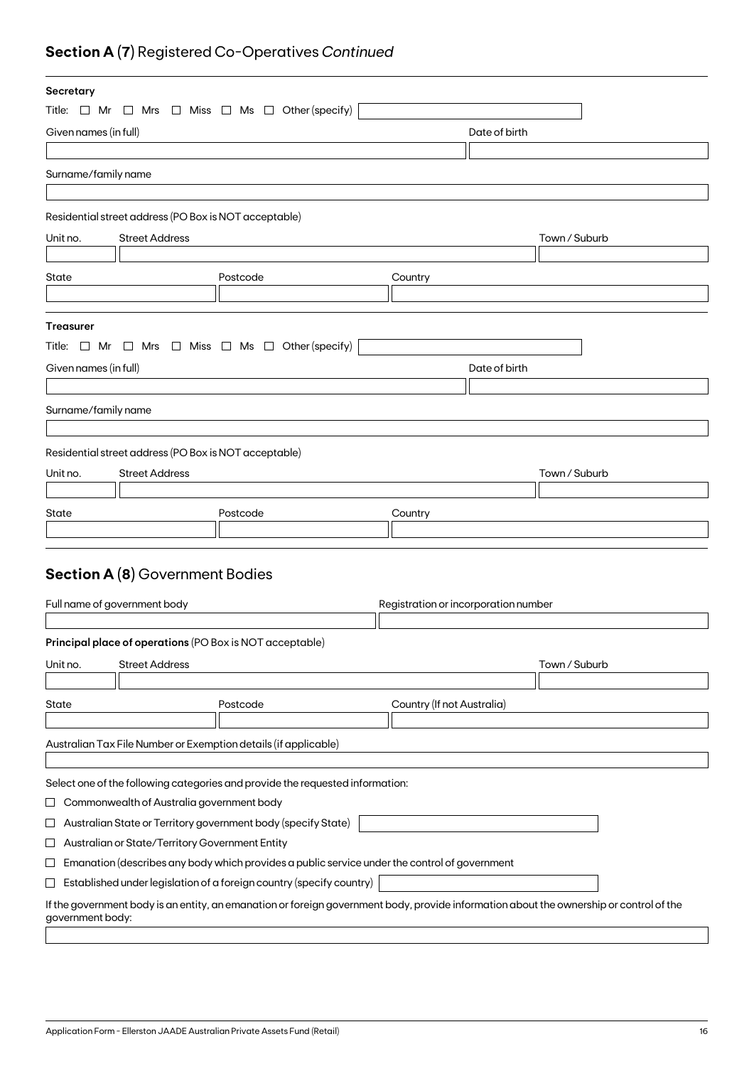## **Section A (7)** Registered Co-Operatives *Continued*

**Secretary**

Title: ☐ Mr ☐ Mrs ☐ Miss ☐ Ms ☐ Other (specify)

Given names (in full)

Date of birth

Surname/family name

Residential street address (PO Box is NOT acceptable)

Unit no.

Street Address

Town / Suburb

State

Postcode

Country

**Treasurer**

Title: ☐ Mr ☐ Mrs ☐ Miss ☐ Ms ☐ Other (specify)

Given names (in full)

Date of birth

Surname/family name

Residential street address (PO Box is NOT acceptable)

Unit no.

Street Address

Town / Suburb

State

Postcode

Country

## **Section A (8)** Government Bodies

Full name of government body

Registration or incorporation number

**Principal place of operations** (PO Box is NOT acceptable)

Unit no.

Street Address

Town / Suburb

State

Postcode

Country (If not Australia)

Australian Tax File Number or Exemption details (if applicable)

Select one of the following categories and provide the requested information:

☐ Commonwealth of Australia government body

☐ Australian State or Territory government body (specify State)

☐ Australian or State/Territory Government Entity

☐ Emanation (describes any body which provides a public service under the control of government

☐ Established under legislation of a foreign country (specify country)

If the government body is an entity, an emanation or foreign government body, provide information about the ownership or control of the government body: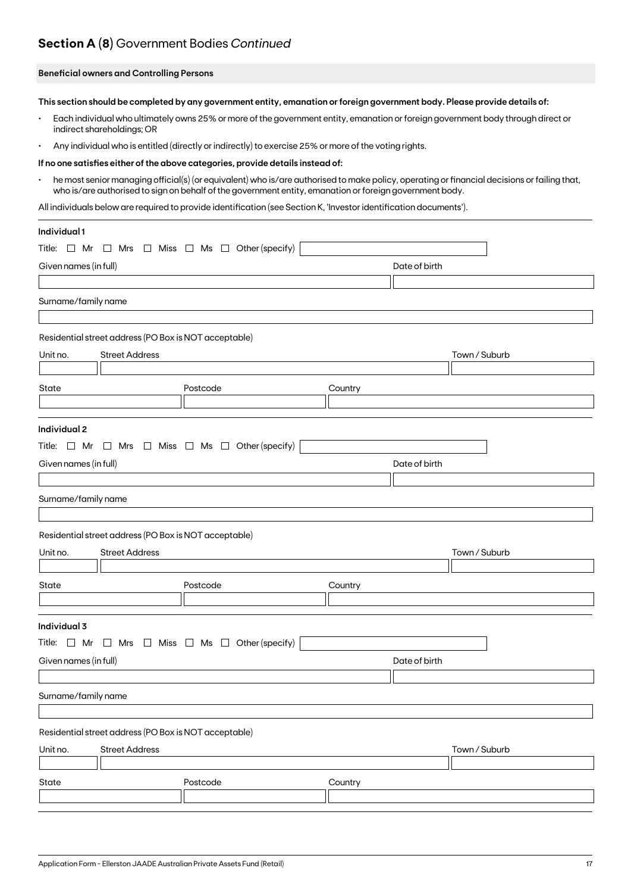## Section A (8) Government Bodies *Continued*

**Beneficial owners and Controlling Persons**

**This section should be completed by any government entity, emanation or foreign government body. Please provide details of:**

- Each individual who ultimately owns 25% or more of the government entity, emanation or foreign government body through direct or indirect shareholdings; OR
- Any individual who is entitled (directly or indirectly) to exercise 25% or more of the voting rights.

**If no one satisfies either of the above categories, provide details instead of:**

- he most senior managing official(s) (or equivalent) who is/are authorised to make policy, operating or financial decisions or failing that, who is/are authorised to sign on behalf of the government entity, emanation or foreign government body.

All individuals below are required to provide identification (see Section K, 'Investor identification documents').

**Individual 1**

Title: ☐ Mr ☐ Mrs ☐ Miss ☐ Ms ☐ Other (specify) \_\_\_\_\_\_\_\_\_\_

Given names (in full) \_\_\_\_\_\_\_\_\_\_ Date of birth \_\_\_\_\_\_\_\_\_\_

Surname/family name \_\_\_\_\_\_\_\_\_\_

Residential street address (PO Box is NOT acceptable)

Unit no. \_\_\_\_ Street Address \_\_\_\_\_\_\_\_\_\_ Town / Suburb \_\_\_\_\_\_\_\_\_\_

State \_\_\_\_ Postcode \_\_\_\_ Country \_\_\_\_\_\_\_\_\_\_

**Individual 2**

Title: ☐ Mr ☐ Mrs ☐ Miss ☐ Ms ☐ Other (specify) \_\_\_\_\_\_\_\_\_\_

Given names (in full) \_\_\_\_\_\_\_\_\_\_ Date of birth \_\_\_\_\_\_\_\_\_\_

Surname/family name \_\_\_\_\_\_\_\_\_\_

Residential street address (PO Box is NOT acceptable)

Unit no. \_\_\_\_ Street Address \_\_\_\_\_\_\_\_\_\_ Town / Suburb \_\_\_\_\_\_\_\_\_\_

State \_\_\_\_ Postcode \_\_\_\_ Country \_\_\_\_\_\_\_\_\_\_

**Individual 3**

Title: ☐ Mr ☐ Mrs ☐ Miss ☐ Ms ☐ Other (specify) \_\_\_\_\_\_\_\_\_\_

Given names (in full) \_\_\_\_\_\_\_\_\_\_ Date of birth \_\_\_\_\_\_\_\_\_\_

Surname/family name \_\_\_\_\_\_\_\_\_\_

Residential street address (PO Box is NOT acceptable)

Unit no. \_\_\_\_ Street Address \_\_\_\_\_\_\_\_\_\_ Town / Suburb \_\_\_\_\_\_\_\_\_\_

State \_\_\_\_ Postcode \_\_\_\_ Country \_\_\_\_\_\_\_\_\_\_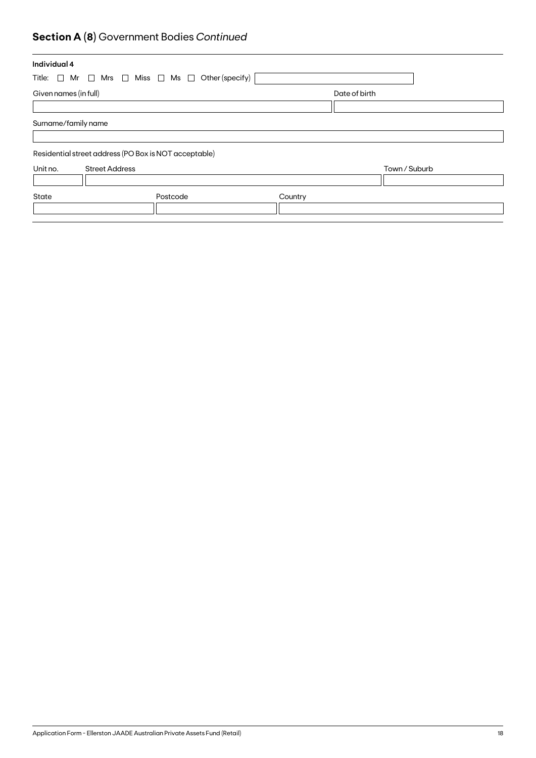## **Section A (8)** Government Bodies *Continued*

**Individual 4**

Title: ☐ Mr ☐ Mrs ☐ Miss ☐ Ms ☐ Other (specify) ____________

| Given names (in full) | Date of birth |
|---|---|
| | |

| Surname/family name |
|---|
| |

Residential street address (PO Box is NOT acceptable)

| Unit no. | Street Address | Town / Suburb |
|---|---|---|
| | | |

| State | Postcode | Country |
|---|---|---|
| | | |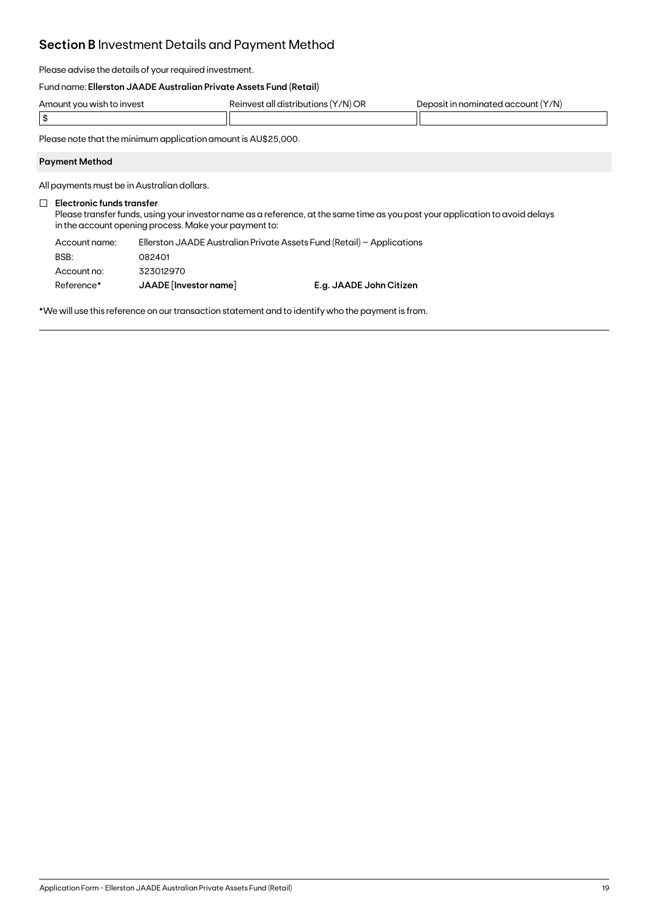## **Section B** Investment Details and Payment Method

Please advise the details of your required investment.

Fund name: **Ellerston JAADE Australian Private Assets Fund (Retail)**

| Amount you wish to invest | Reinvest all distributions (Y/N) OR | Deposit in nominated account (Y/N) |
|---|---|---|
| $ | | |

Please note that the minimum application amount is AU$25,000.

### Payment Method

All payments must be in Australian dollars.

☐ **Electronic funds transfer**

Please transfer funds, using your investor name as a reference, at the same time as you post your application to avoid delays in the account opening process. Make your payment to:

| | | |
|---|---|---|
| Account name: | Ellerston JAADE Australian Private Assets Fund (Retail) – Applications | |
| BSB: | 082401 | |
| Account no: | 323012970 | |
| Reference* | **JAADE [Investor name]** | **E.g. JAADE John Citizen** |

*We will use this reference on our transaction statement and to identify who the payment is from.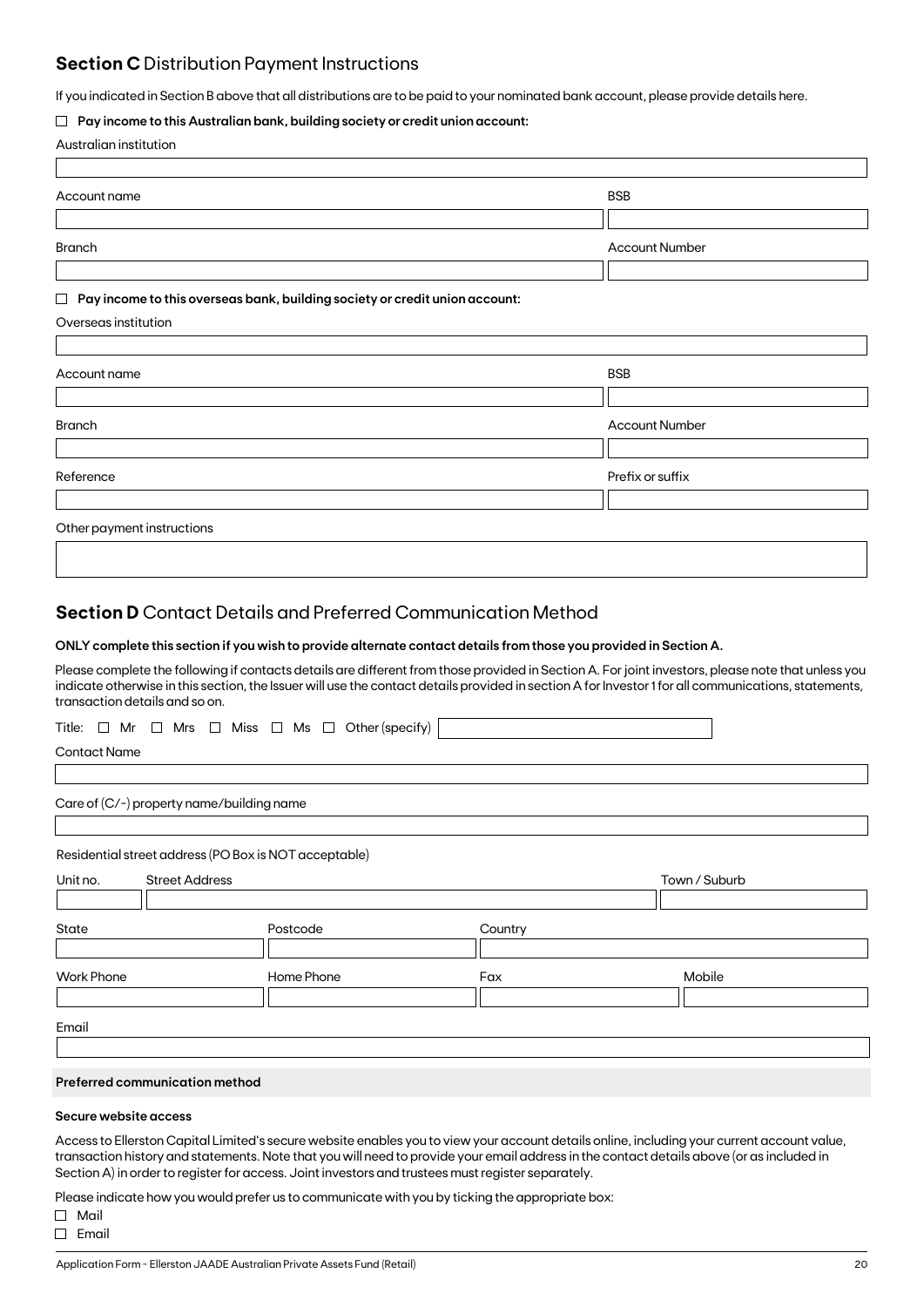## **Section C** Distribution Payment Instructions

If you indicated in Section B above that all distributions are to be paid to your nominated bank account, please provide details here.

☐ **Pay income to this Australian bank, building society or credit union account:**

Australian institution

Account name

BSB

Branch

Account Number

☐ **Pay income to this overseas bank, building society or credit union account:**

Overseas institution

Account name

BSB

Branch

Account Number

Reference

Prefix or suffix

Other payment instructions

## **Section D** Contact Details and Preferred Communication Method

**ONLY complete this section if you wish to provide alternate contact details from those you provided in Section A.**

Please complete the following if contacts details are different from those provided in Section A. For joint investors, please note that unless you indicate otherwise in this section, the Issuer will use the contact details provided in section A for Investor 1 for all communications, statements, transaction details and so on.

Title: ☐ Mr ☐ Mrs ☐ Miss ☐ Ms ☐ Other (specify)

Contact Name

Care of (C/-) property name/building name

Residential street address (PO Box is NOT acceptable)

Unit no. | Street Address | Town / Suburb

State | Postcode | Country

Work Phone | Home Phone | Fax | Mobile

Email

**Preferred communication method**

**Secure website access**

Access to Ellerston Capital Limited's secure website enables you to view your account details online, including your current account value, transaction history and statements. Note that you will need to provide your email address in the contact details above (or as included in Section A) in order to register for access. Joint investors and trustees must register separately.

Please indicate how you would prefer us to communicate with you by ticking the appropriate box:

☐ Mail
☐ Email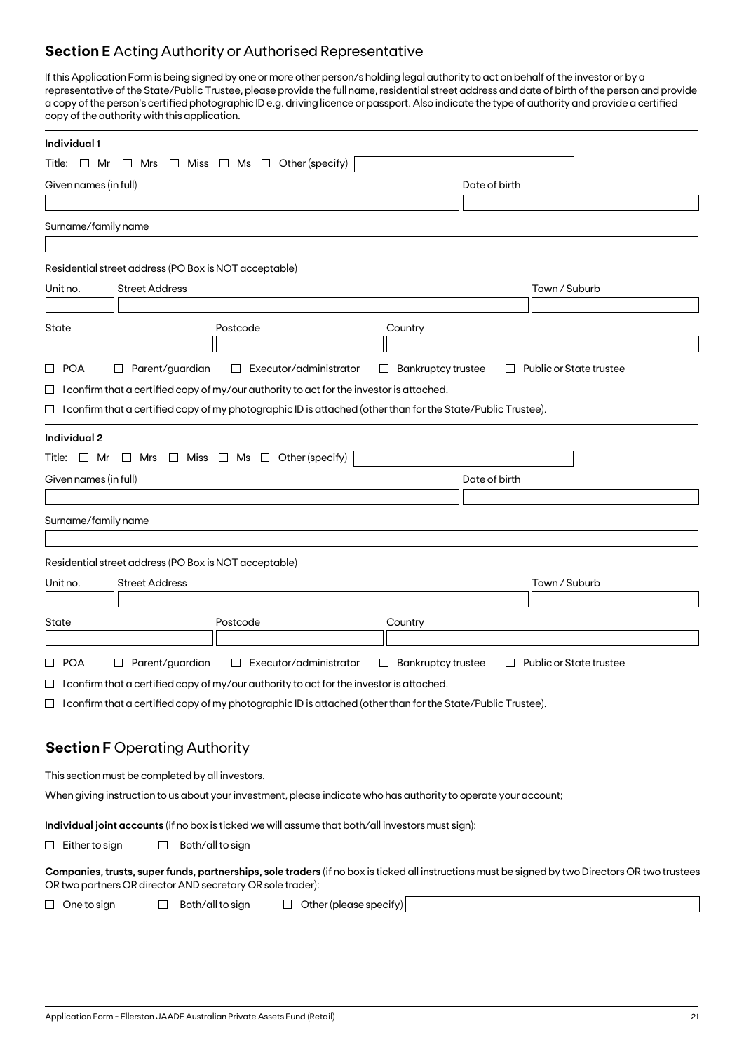## **Section E** Acting Authority or Authorised Representative

If this Application Form is being signed by one or more other person/s holding legal authority to act on behalf of the investor or by a representative of the State/Public Trustee, please provide the full name, residential street address and date of birth of the person and provide a copy of the person's certified photographic ID e.g. driving licence or passport. Also indicate the type of authority and provide a certified copy of the authority with this application.

**Individual 1**

Title: ☐ Mr ☐ Mrs ☐ Miss ☐ Ms ☐ Other (specify) \_\_\_\_\_\_\_\_\_\_

Given names (in full) \_\_\_\_\_\_\_\_\_\_ Date of birth \_\_\_\_\_\_\_\_\_\_

Surname/family name \_\_\_\_\_\_\_\_\_\_

Residential street address (PO Box is NOT acceptable)

| Unit no. | Street Address | Town / Suburb |
|---|---|---|
| | | |

| State | Postcode | Country |
|---|---|---|
| | | |

☐ POA ☐ Parent/guardian ☐ Executor/administrator ☐ Bankruptcy trustee ☐ Public or State trustee

☐ I confirm that a certified copy of my/our authority to act for the investor is attached.

☐ I confirm that a certified copy of my photographic ID is attached (other than for the State/Public Trustee).

**Individual 2**

Title: ☐ Mr ☐ Mrs ☐ Miss ☐ Ms ☐ Other (specify) \_\_\_\_\_\_\_\_\_\_

Given names (in full) \_\_\_\_\_\_\_\_\_\_ Date of birth \_\_\_\_\_\_\_\_\_\_

Surname/family name \_\_\_\_\_\_\_\_\_\_

Residential street address (PO Box is NOT acceptable)

| Unit no. | Street Address | Town / Suburb |
|---|---|---|
| | | |

| State | Postcode | Country |
|---|---|---|
| | | |

☐ POA ☐ Parent/guardian ☐ Executor/administrator ☐ Bankruptcy trustee ☐ Public or State trustee

☐ I confirm that a certified copy of my/our authority to act for the investor is attached.

☐ I confirm that a certified copy of my photographic ID is attached (other than for the State/Public Trustee).

## **Section F** Operating Authority

This section must be completed by all investors.

When giving instruction to us about your investment, please indicate who has authority to operate your account;

**Individual joint accounts** (if no box is ticked we will assume that both/all investors must sign):

☐ Either to sign ☐ Both/all to sign

**Companies, trusts, super funds, partnerships, sole traders** (if no box is ticked all instructions must be signed by two Directors OR two trustees OR two partners OR director AND secretary OR sole trader):

☐ One to sign ☐ Both/all to sign ☐ Other (please specify) \_\_\_\_\_\_\_\_\_\_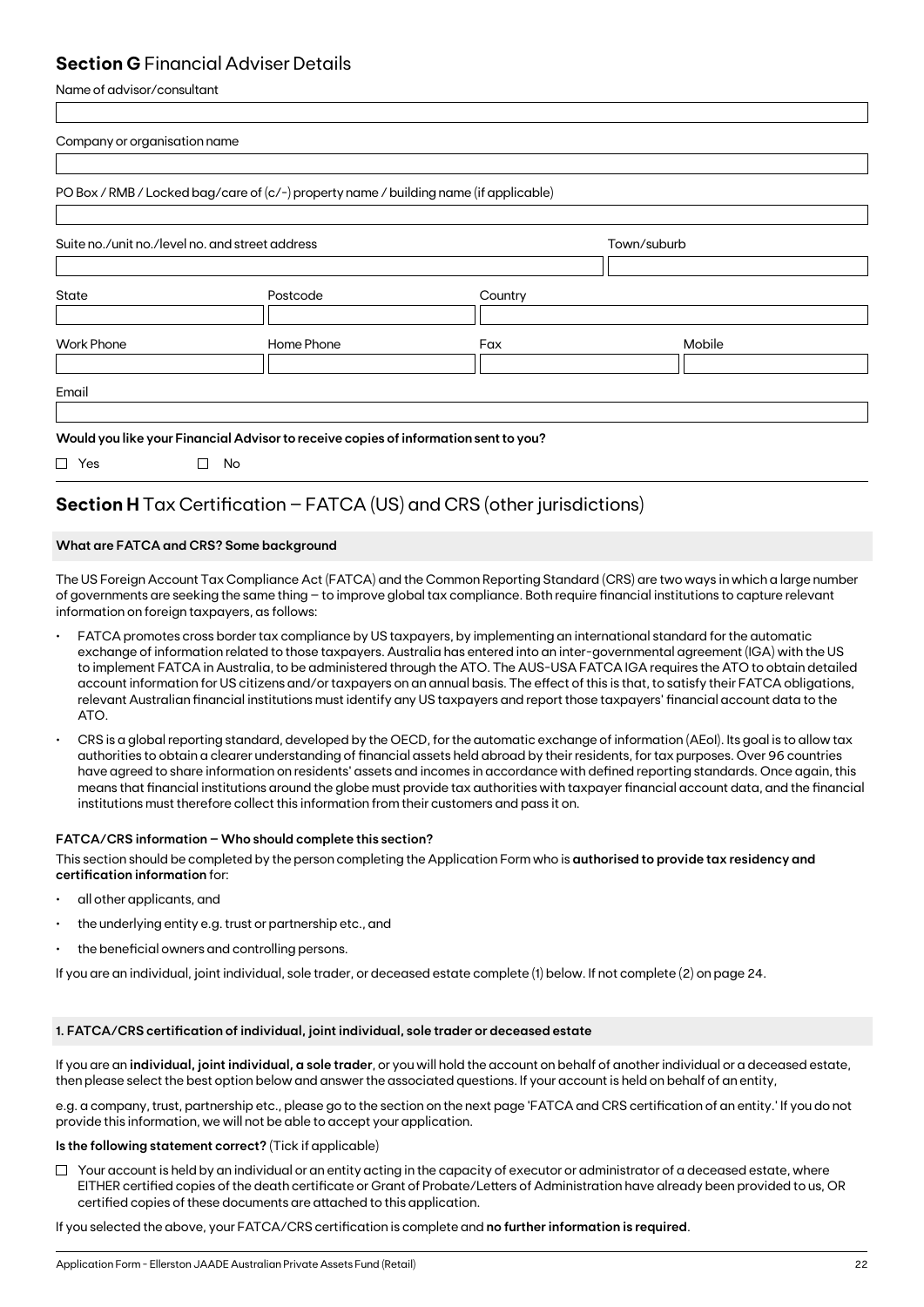## Section G Financial Adviser Details

Name of advisor/consultant

Company or organisation name

PO Box / RMB / Locked bag/care of (c/-) property name / building name (if applicable)

Suite no./unit no./level no. and street address

Town/suburb

State

Postcode

Country

Work Phone

Home Phone

Fax

Mobile

Email

**Would you like your Financial Advisor to receive copies of information sent to you?**

☐ Yes ☐ No

## Section H Tax Certification – FATCA (US) and CRS (other jurisdictions)

**What are FATCA and CRS? Some background**

The US Foreign Account Tax Compliance Act (FATCA) and the Common Reporting Standard (CRS) are two ways in which a large number of governments are seeking the same thing – to improve global tax compliance. Both require financial institutions to capture relevant information on foreign taxpayers, as follows:

- FATCA promotes cross border tax compliance by US taxpayers, by implementing an international standard for the automatic exchange of information related to those taxpayers. Australia has entered into an inter-governmental agreement (IGA) with the US to implement FATCA in Australia, to be administered through the ATO. The AUS-USA FATCA IGA requires the ATO to obtain detailed account information for US citizens and/or taxpayers on an annual basis. The effect of this is that, to satisfy their FATCA obligations, relevant Australian financial institutions must identify any US taxpayers and report those taxpayers' financial account data to the ATO.
- CRS is a global reporting standard, developed by the OECD, for the automatic exchange of information (AEoI). Its goal is to allow tax authorities to obtain a clearer understanding of financial assets held abroad by their residents, for tax purposes. Over 96 countries have agreed to share information on residents' assets and incomes in accordance with defined reporting standards. Once again, this means that financial institutions around the globe must provide tax authorities with taxpayer financial account data, and the financial institutions must therefore collect this information from their customers and pass it on.

**FATCA/CRS information – Who should complete this section?**

This section should be completed by the person completing the Application Form who is **authorised to provide tax residency and certification information** for:

- all other applicants, and
- the underlying entity e.g. trust or partnership etc., and
- the beneficial owners and controlling persons.

If you are an individual, joint individual, sole trader, or deceased estate complete (1) below. If not complete (2) on page 24.

**1. FATCA/CRS certification of individual, joint individual, sole trader or deceased estate**

If you are an **individual, joint individual, a sole trader**, or you will hold the account on behalf of another individual or a deceased estate, then please select the best option below and answer the associated questions. If your account is held on behalf of an entity,

e.g. a company, trust, partnership etc., please go to the section on the next page 'FATCA and CRS certification of an entity.' If you do not provide this information, we will not be able to accept your application.

**Is the following statement correct?** (Tick if applicable)

☐ Your account is held by an individual or an entity acting in the capacity of executor or administrator of a deceased estate, where EITHER certified copies of the death certificate or Grant of Probate/Letters of Administration have already been provided to us, OR certified copies of these documents are attached to this application.

If you selected the above, your FATCA/CRS certification is complete and **no further information is required**.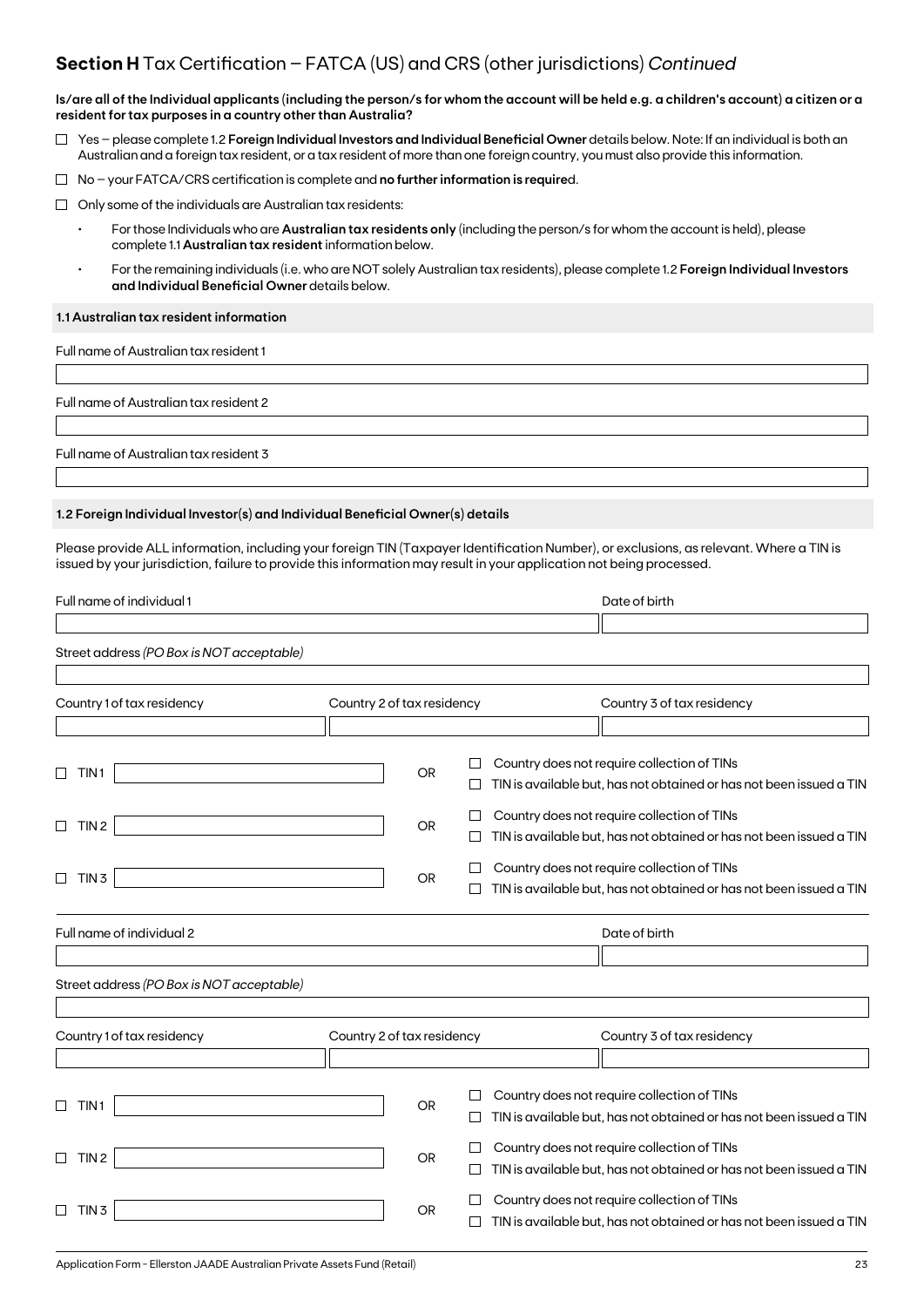## **Section H** Tax Certification – FATCA (US) and CRS (other jurisdictions) *Continued*

**Is/are all of the Individual applicants (including the person/s for whom the account will be held e.g. a children's account) a citizen or a resident for tax purposes in a country other than Australia?**

- ☐ Yes – please complete 1.2 **Foreign Individual Investors and Individual Beneficial Owner** details below. Note: If an individual is both an Australian and a foreign tax resident, or a tax resident of more than one foreign country, you must also provide this information.
- ☐ No – your FATCA/CRS certification is complete and **no further information is required**.
- ☐ Only some of the individuals are Australian tax residents:
  - For those Individuals who are **Australian tax residents only** (including the person/s for whom the account is held), please complete 1.1 **Australian tax resident** information below.
  - For the remaining individuals (i.e. who are NOT solely Australian tax residents), please complete 1.2 **Foreign Individual Investors and Individual Beneficial Owner** details below.

**1.1 Australian tax resident information**

Full name of Australian tax resident 1

Full name of Australian tax resident 2

Full name of Australian tax resident 3

**1.2 Foreign Individual Investor(s) and Individual Beneficial Owner(s) details**

Please provide ALL information, including your foreign TIN (Taxpayer Identification Number), or exclusions, as relevant. Where a TIN is issued by your jurisdiction, failure to provide this information may result in your application not being processed.

Full name of individual 1

Date of birth

Street address *(PO Box is NOT acceptable)*

| Country 1 of tax residency | Country 2 of tax residency | Country 3 of tax residency |
|---|---|---|
| | | |

- ☐ TIN 1 ______ OR ☐ Country does not require collection of TINs ☐ TIN is available but, has not obtained or has not been issued a TIN
- ☐ TIN 2 ______ OR ☐ Country does not require collection of TINs ☐ TIN is available but, has not obtained or has not been issued a TIN
- ☐ TIN 3 ______ OR ☐ Country does not require collection of TINs ☐ TIN is available but, has not obtained or has not been issued a TIN

Full name of individual 2

Date of birth

Street address *(PO Box is NOT acceptable)*

| Country 1 of tax residency | Country 2 of tax residency | Country 3 of tax residency |
|---|---|---|
| | | |

- ☐ TIN 1 ______ OR ☐ Country does not require collection of TINs ☐ TIN is available but, has not obtained or has not been issued a TIN
- ☐ TIN 2 ______ OR ☐ Country does not require collection of TINs ☐ TIN is available but, has not obtained or has not been issued a TIN
- ☐ TIN 3 ______ OR ☐ Country does not require collection of TINs ☐ TIN is available but, has not obtained or has not been issued a TIN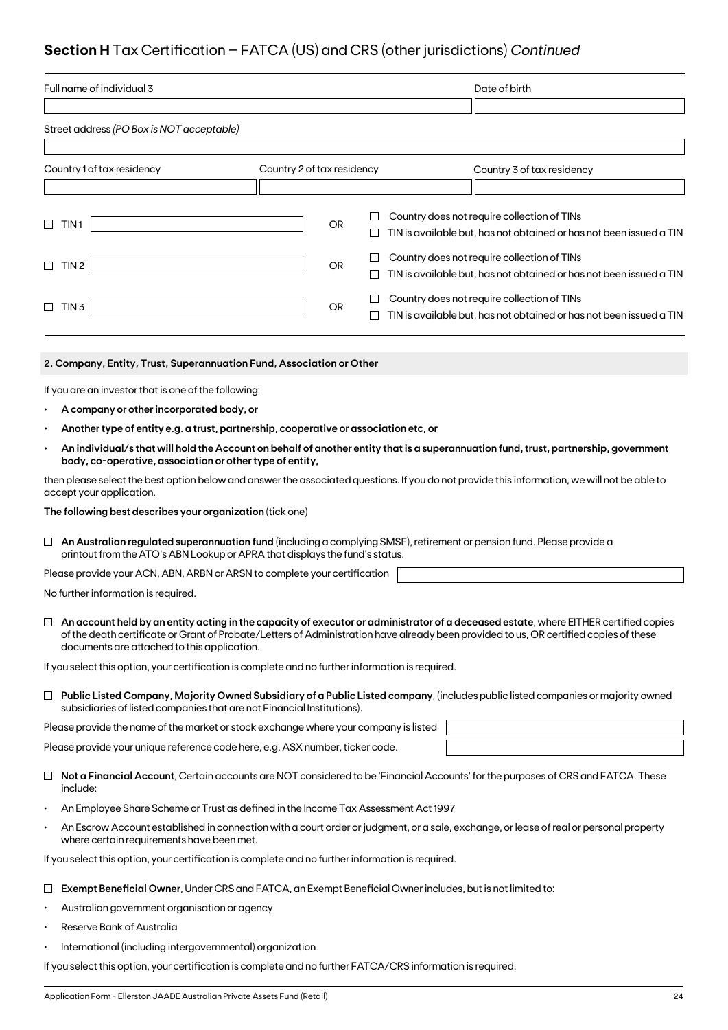## **Section H** Tax Certification – FATCA (US) and CRS (other jurisdictions) *Continued*

| Full name of individual 3 | Date of birth |
|---|---|
| | |

Street address *(PO Box is NOT acceptable)*

| Country 1 of tax residency | Country 2 of tax residency | Country 3 of tax residency |
|---|---|---|
| | | |

☐ TIN 1 ______ OR ☐ Country does not require collection of TINs
☐ TIN is available but, has not obtained or has not been issued a TIN

☐ TIN 2 ______ OR ☐ Country does not require collection of TINs
☐ TIN is available but, has not obtained or has not been issued a TIN

☐ TIN 3 ______ OR ☐ Country does not require collection of TINs
☐ TIN is available but, has not obtained or has not been issued a TIN

### 2. Company, Entity, Trust, Superannuation Fund, Association or Other

If you are an investor that is one of the following:

- **A company or other incorporated body, or**
- **Another type of entity e.g. a trust, partnership, cooperative or association etc, or**
- **An individual/s that will hold the Account on behalf of another entity that is a superannuation fund, trust, partnership, government body, co-operative, association or other type of entity,**

then please select the best option below and answer the associated questions. If you do not provide this information, we will not be able to accept your application.

**The following best describes your organization** (tick one)

☐ **An Australian regulated superannuation fund** (including a complying SMSF), retirement or pension fund. Please provide a printout from the ATO's ABN Lookup or APRA that displays the fund's status.

Please provide your ACN, ABN, ARBN or ARSN to complete your certification ______

No further information is required.

☐ **An account held by an entity acting in the capacity of executor or administrator of a deceased estate**, where EITHER certified copies of the death certificate or Grant of Probate/Letters of Administration have already been provided to us, OR certified copies of these documents are attached to this application.

If you select this option, your certification is complete and no further information is required.

☐ **Public Listed Company, Majority Owned Subsidiary of a Public Listed company**, (includes public listed companies or majority owned subsidiaries of listed companies that are not Financial Institutions).

Please provide the name of the market or stock exchange where your company is listed ______

Please provide your unique reference code here, e.g. ASX number, ticker code. ______

☐ **Not a Financial Account**, Certain accounts are NOT considered to be 'Financial Accounts' for the purposes of CRS and FATCA. These include:

- An Employee Share Scheme or Trust as defined in the Income Tax Assessment Act 1997
- An Escrow Account established in connection with a court order or judgment, or a sale, exchange, or lease of real or personal property where certain requirements have been met.

If you select this option, your certification is complete and no further information is required.

☐ **Exempt Beneficial Owner**, Under CRS and FATCA, an Exempt Beneficial Owner includes, but is not limited to:

- Australian government organisation or agency
- Reserve Bank of Australia
- International (including intergovernmental) organization

If you select this option, your certification is complete and no further FATCA/CRS information is required.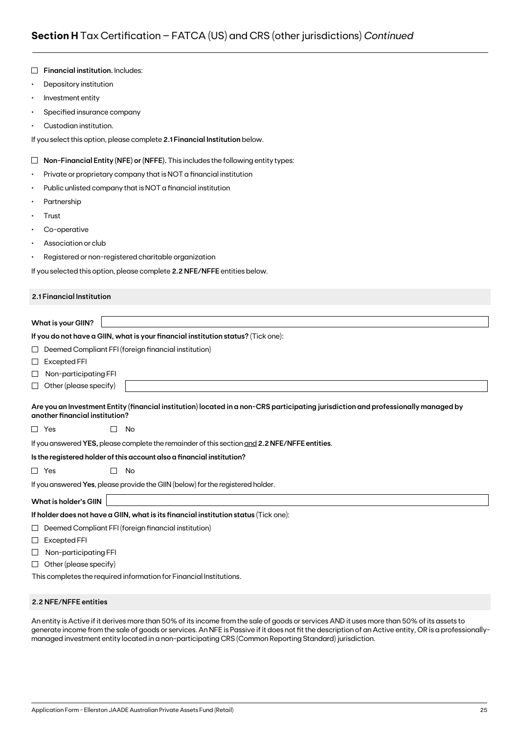## **Section H** Tax Certification – FATCA (US) and CRS (other jurisdictions) *Continued*

☐ **Financial institution.** Includes:

- Depository institution
- Investment entity
- Specified insurance company
- Custodian institution.

If you select this option, please complete **2.1 Financial Institution** below.

☐ **Non-Financial Entity (NFE) or (NFFE).** This includes the following entity types:

- Private or proprietary company that is NOT a financial institution
- Public unlisted company that is NOT a financial institution
- Partnership
- Trust
- Co-operative
- Association or club
- Registered or non-registered charitable organization

If you selected this option, please complete **2.2 NFE/NFFE** entities below.

### 2.1 Financial Institution

**What is your GIIN?** ____________________

**If you do not have a GIIN, what is your financial institution status?** (Tick one):

☐ Deemed Compliant FFI (foreign financial institution)

☐ Excepted FFI

☐ Non-participating FFI

☐ Other (please specify) ____________________

**Are you an Investment Entity (financial institution) located in a non-CRS participating jurisdiction and professionally managed by another financial institution?**

☐ Yes ☐ No

If you answered **YES,** please complete the remainder of this section and **2.2 NFE/NFFE entities**.

**Is the registered holder of this account also a financial institution?**

☐ Yes ☐ No

If you answered **Yes**, please provide the GIIN (below) for the registered holder.

**What is holder's GIIN** ____________________

**If holder does not have a GIIN, what is its financial institution status** (Tick one):

☐ Deemed Compliant FFI (foreign financial institution)

☐ Excepted FFI

☐ Non-participating FFI

☐ Other (please specify)

This completes the required information for Financial Institutions.

### 2.2 NFE/NFFE entities

An entity is Active if it derives more than 50% of its income from the sale of goods or services AND it uses more than 50% of its assets to generate income from the sale of goods or services. An NFE is Passive if it does not fit the description of an Active entity, OR is a professionally-managed investment entity located in a non-participating CRS (Common Reporting Standard) jurisdiction.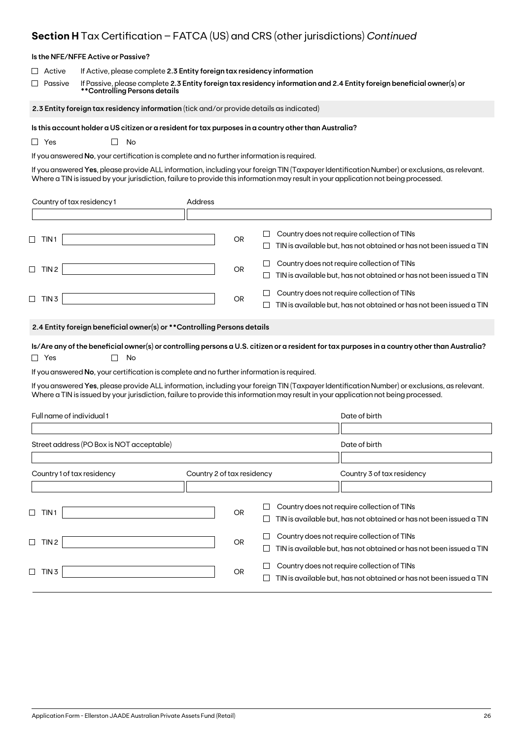## **Section H** Tax Certification – FATCA (US) and CRS (other jurisdictions) *Continued*

**Is the NFE/NFFE Active or Passive?**

☐ Active  If Active, please complete **2.3 Entity foreign tax residency information**

☐ Passive  If Passive, please complete **2.3 Entity foreign tax residency information and 2.4 Entity foreign beneficial owner(s) or \*\*Controlling Persons details**

### **2.3 Entity foreign tax residency information** (tick and/or provide details as indicated)

**Is this account holder a US citizen or a resident for tax purposes in a country other than Australia?**

☐ Yes  ☐ No

If you answered **No**, your certification is complete and no further information is required.

If you answered **Yes**, please provide ALL information, including your foreign TIN (Taxpayer Identification Number) or exclusions, as relevant. Where a TIN is issued by your jurisdiction, failure to provide this information may result in your application not being processed.

| Country of tax residency 1 | Address |
|---|---|
| | |

☐ TIN 1 \_\_\_\_\_\_\_\_\_\_ OR ☐ Country does not require collection of TINs ☐ TIN is available but, has not obtained or has not been issued a TIN

☐ TIN 2 \_\_\_\_\_\_\_\_\_\_ OR ☐ Country does not require collection of TINs ☐ TIN is available but, has not obtained or has not been issued a TIN

☐ TIN 3 \_\_\_\_\_\_\_\_\_\_ OR ☐ Country does not require collection of TINs ☐ TIN is available but, has not obtained or has not been issued a TIN

### **2.4 Entity foreign beneficial owner(s) or \*\*Controlling Persons details**

**Is/Are any of the beneficial owner(s) or controlling persons a U.S. citizen or a resident for tax purposes in a country other than Australia?**

☐ Yes  ☐ No

If you answered **No**, your certification is complete and no further information is required.

If you answered **Yes**, please provide ALL information, including your foreign TIN (Taxpayer Identification Number) or exclusions, as relevant. Where a TIN is issued by your jurisdiction, failure to provide this information may result in your application not being processed.

| Full name of individual 1 | | Date of birth |
|---|---|---|
| | | |
| **Street address (PO Box is NOT acceptable)** | | **Date of birth** |
| | | |
| **Country 1 of tax residency** | **Country 2 of tax residency** | **Country 3 of tax residency** |
| | | |

☐ TIN 1 \_\_\_\_\_\_\_\_\_\_ OR ☐ Country does not require collection of TINs ☐ TIN is available but, has not obtained or has not been issued a TIN

☐ TIN 2 \_\_\_\_\_\_\_\_\_\_ OR ☐ Country does not require collection of TINs ☐ TIN is available but, has not obtained or has not been issued a TIN

☐ TIN 3 \_\_\_\_\_\_\_\_\_\_ OR ☐ Country does not require collection of TINs ☐ TIN is available but, has not obtained or has not been issued a TIN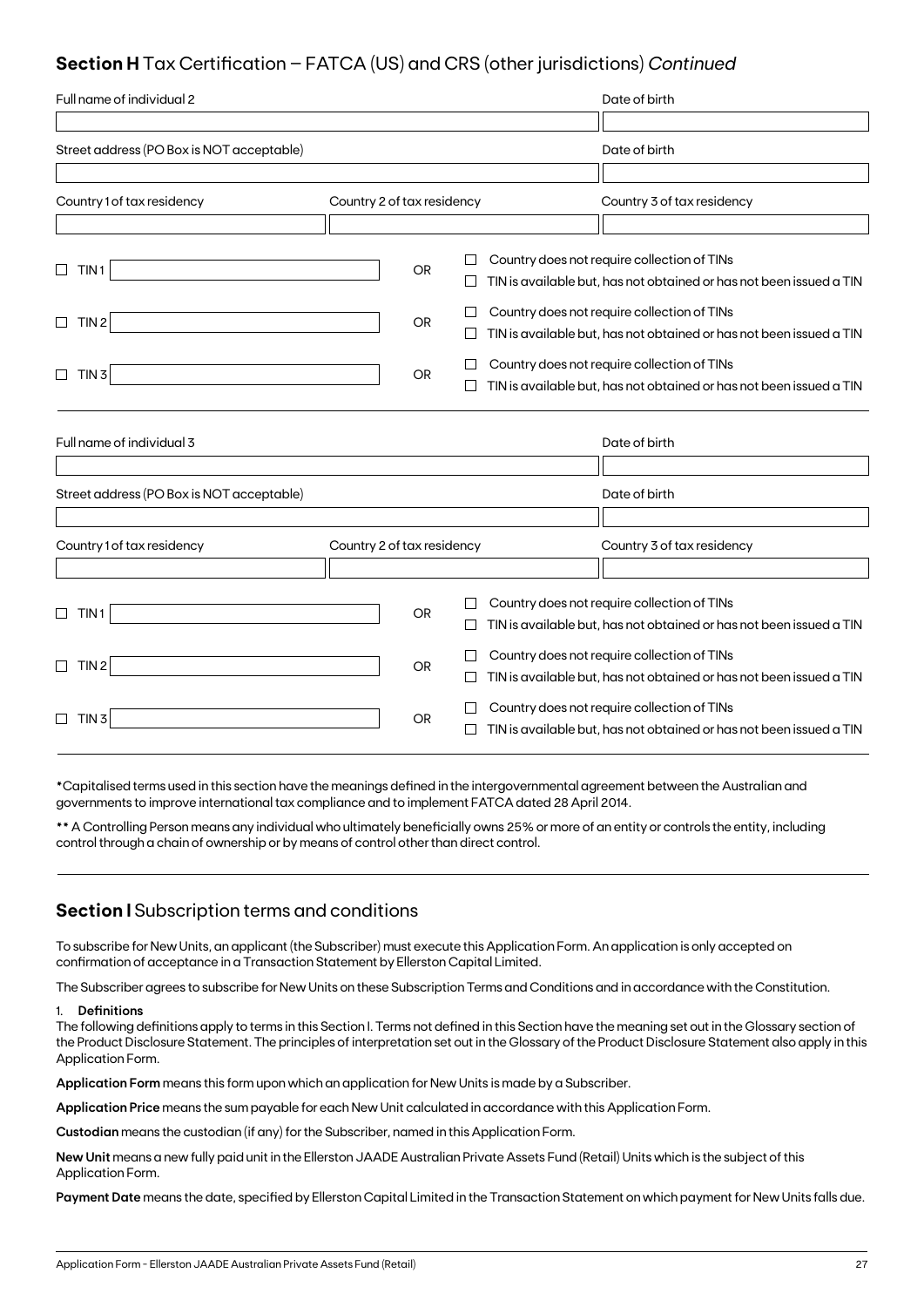## Section H Tax Certification – FATCA (US) and CRS (other jurisdictions) *Continued*

| Full name of individual 2 | | Date of birth |
|---|---|---|
| | | |
| Street address (PO Box is NOT acceptable) | | Date of birth |
| | | |
| Country 1 of tax residency | Country 2 of tax residency | Country 3 of tax residency |
| | | |

☐ TIN 1 ______ OR ☐ Country does not require collection of TINs ☐ TIN is available but, has not obtained or has not been issued a TIN

☐ TIN 2 ______ OR ☐ Country does not require collection of TINs ☐ TIN is available but, has not obtained or has not been issued a TIN

☐ TIN 3 ______ OR ☐ Country does not require collection of TINs ☐ TIN is available but, has not obtained or has not been issued a TIN

| Full name of individual 3 | | Date of birth |
|---|---|---|
| | | |
| Street address (PO Box is NOT acceptable) | | Date of birth |
| | | |
| Country 1 of tax residency | Country 2 of tax residency | Country 3 of tax residency |
| | | |

☐ TIN 1 ______ OR ☐ Country does not require collection of TINs ☐ TIN is available but, has not obtained or has not been issued a TIN

☐ TIN 2 ______ OR ☐ Country does not require collection of TINs ☐ TIN is available but, has not obtained or has not been issued a TIN

☐ TIN 3 ______ OR ☐ Country does not require collection of TINs ☐ TIN is available but, has not obtained or has not been issued a TIN

*Capitalised terms used in this section have the meanings defined in the intergovernmental agreement between the Australian and governments to improve international tax compliance and to implement FATCA dated 28 April 2014.

** A Controlling Person means any individual who ultimately beneficially owns 25% or more of an entity or controls the entity, including control through a chain of ownership or by means of control other than direct control.

## Section I Subscription terms and conditions

To subscribe for New Units, an applicant (the Subscriber) must execute this Application Form. An application is only accepted on confirmation of acceptance in a Transaction Statement by Ellerston Capital Limited.

The Subscriber agrees to subscribe for New Units on these Subscription Terms and Conditions and in accordance with the Constitution.

1. **Definitions**

The following definitions apply to terms in this Section I. Terms not defined in this Section have the meaning set out in the Glossary section of the Product Disclosure Statement. The principles of interpretation set out in the Glossary of the Product Disclosure Statement also apply in this Application Form.

**Application Form** means this form upon which an application for New Units is made by a Subscriber.

**Application Price** means the sum payable for each New Unit calculated in accordance with this Application Form.

**Custodian** means the custodian (if any) for the Subscriber, named in this Application Form.

**New Unit** means a new fully paid unit in the Ellerston JAADE Australian Private Assets Fund (Retail) Units which is the subject of this Application Form.

**Payment Date** means the date, specified by Ellerston Capital Limited in the Transaction Statement on which payment for New Units falls due.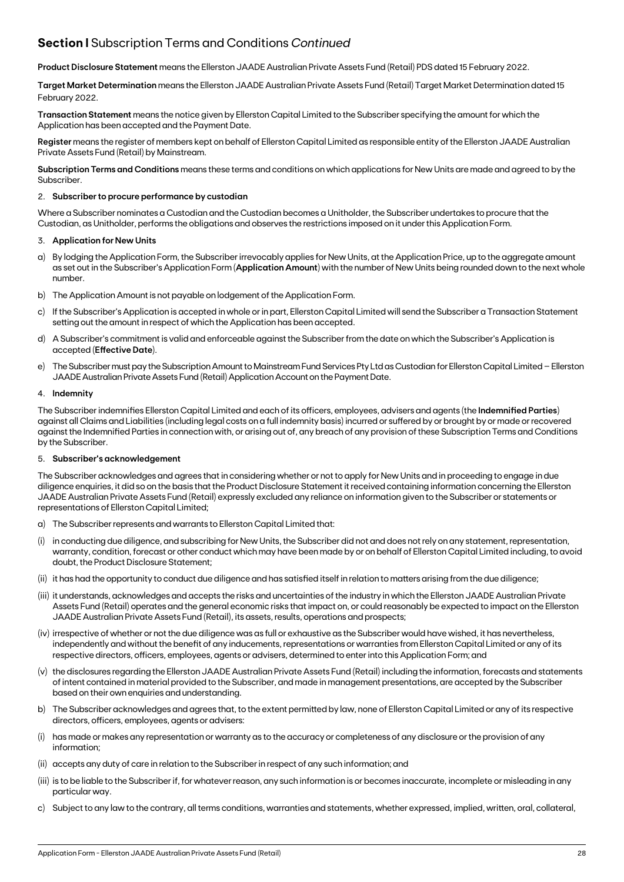## **Section I** Subscription Terms and Conditions *Continued*

**Product Disclosure Statement** means the Ellerston JAADE Australian Private Assets Fund (Retail) PDS dated 15 February 2022.

**Target Market Determination** means the Ellerston JAADE Australian Private Assets Fund (Retail) Target Market Determination dated 15 February 2022.

**Transaction Statement** means the notice given by Ellerston Capital Limited to the Subscriber specifying the amount for which the Application has been accepted and the Payment Date.

**Register** means the register of members kept on behalf of Ellerston Capital Limited as responsible entity of the Ellerston JAADE Australian Private Assets Fund (Retail) by Mainstream.

**Subscription Terms and Conditions** means these terms and conditions on which applications for New Units are made and agreed to by the Subscriber.

2. **Subscriber to procure performance by custodian**

Where a Subscriber nominates a Custodian and the Custodian becomes a Unitholder, the Subscriber undertakes to procure that the Custodian, as Unitholder, performs the obligations and observes the restrictions imposed on it under this Application Form.

3. **Application for New Units**

a) By lodging the Application Form, the Subscriber irrevocably applies for New Units, at the Application Price, up to the aggregate amount as set out in the Subscriber's Application Form (**Application Amount**) with the number of New Units being rounded down to the next whole number.

b) The Application Amount is not payable on lodgement of the Application Form.

c) If the Subscriber's Application is accepted in whole or in part, Ellerston Capital Limited will send the Subscriber a Transaction Statement setting out the amount in respect of which the Application has been accepted.

d) A Subscriber's commitment is valid and enforceable against the Subscriber from the date on which the Subscriber's Application is accepted (**Effective Date**).

e) The Subscriber must pay the Subscription Amount to Mainstream Fund Services Pty Ltd as Custodian for Ellerston Capital Limited – Ellerston JAADE Australian Private Assets Fund (Retail) Application Account on the Payment Date.

4. **Indemnity**

The Subscriber indemnifies Ellerston Capital Limited and each of its officers, employees, advisers and agents (the **Indemnified Parties**) against all Claims and Liabilities (including legal costs on a full indemnity basis) incurred or suffered by or brought by or made or recovered against the Indemnified Parties in connection with, or arising out of, any breach of any provision of these Subscription Terms and Conditions by the Subscriber.

5. **Subscriber's acknowledgement**

The Subscriber acknowledges and agrees that in considering whether or not to apply for New Units and in proceeding to engage in due diligence enquiries, it did so on the basis that the Product Disclosure Statement it received containing information concerning the Ellerston JAADE Australian Private Assets Fund (Retail) expressly excluded any reliance on information given to the Subscriber or statements or representations of Ellerston Capital Limited;

a) The Subscriber represents and warrants to Ellerston Capital Limited that:

(i) in conducting due diligence, and subscribing for New Units, the Subscriber did not and does not rely on any statement, representation, warranty, condition, forecast or other conduct which may have been made by or on behalf of Ellerston Capital Limited including, to avoid doubt, the Product Disclosure Statement;

(ii) it has had the opportunity to conduct due diligence and has satisfied itself in relation to matters arising from the due diligence;

(iii) it understands, acknowledges and accepts the risks and uncertainties of the industry in which the Ellerston JAADE Australian Private Assets Fund (Retail) operates and the general economic risks that impact on, or could reasonably be expected to impact on the Ellerston JAADE Australian Private Assets Fund (Retail), its assets, results, operations and prospects;

(iv) irrespective of whether or not the due diligence was as full or exhaustive as the Subscriber would have wished, it has nevertheless, independently and without the benefit of any inducements, representations or warranties from Ellerston Capital Limited or any of its respective directors, officers, employees, agents or advisers, determined to enter into this Application Form; and

(v) the disclosures regarding the Ellerston JAADE Australian Private Assets Fund (Retail) including the information, forecasts and statements of intent contained in material provided to the Subscriber, and made in management presentations, are accepted by the Subscriber based on their own enquiries and understanding.

b) The Subscriber acknowledges and agrees that, to the extent permitted by law, none of Ellerston Capital Limited or any of its respective directors, officers, employees, agents or advisers:

(i) has made or makes any representation or warranty as to the accuracy or completeness of any disclosure or the provision of any information;

(ii) accepts any duty of care in relation to the Subscriber in respect of any such information; and

(iii) is to be liable to the Subscriber if, for whatever reason, any such information is or becomes inaccurate, incomplete or misleading in any particular way.

c) Subject to any law to the contrary, all terms conditions, warranties and statements, whether expressed, implied, written, oral, collateral,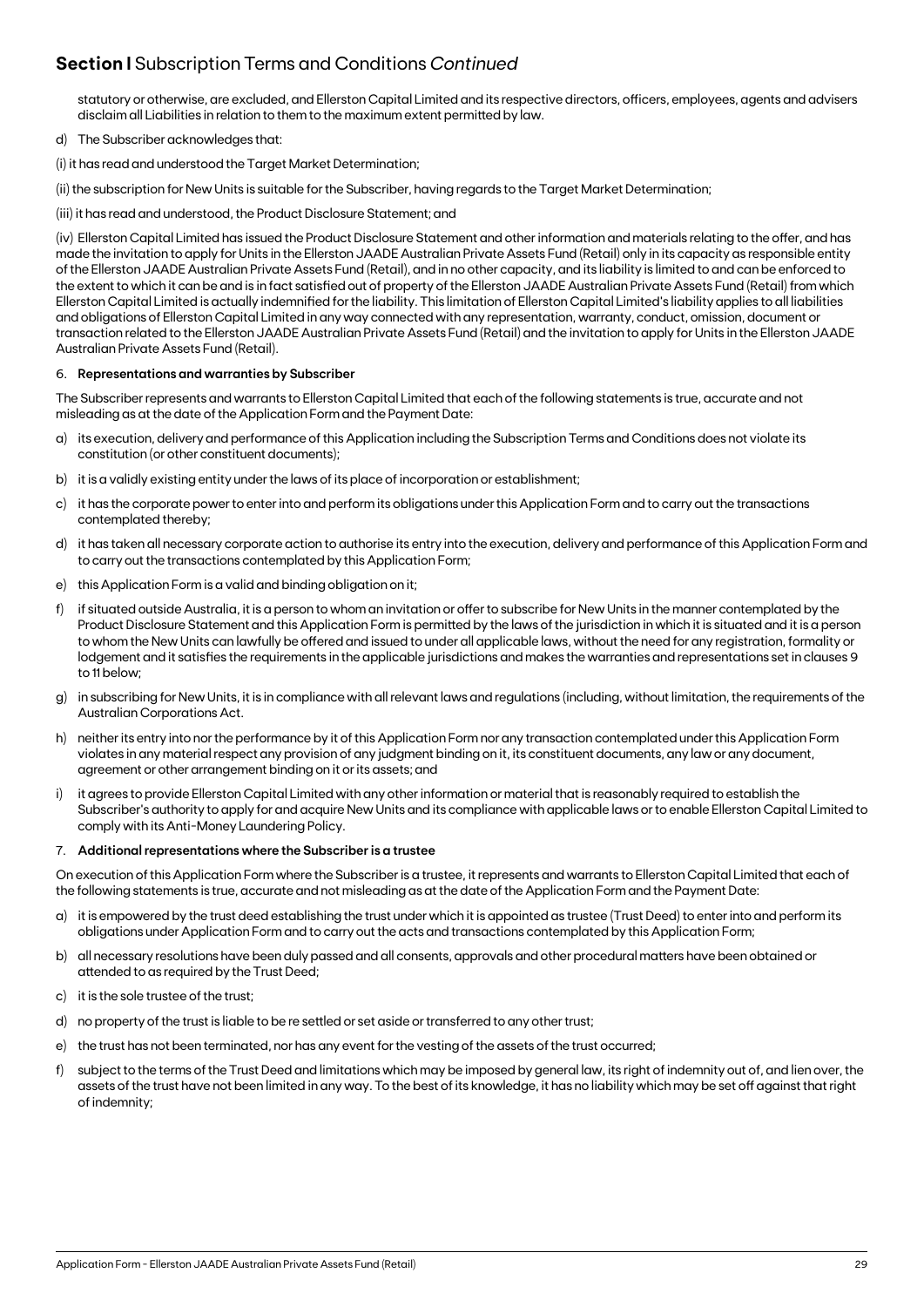## **Section I** Subscription Terms and Conditions *Continued*

statutory or otherwise, are excluded, and Ellerston Capital Limited and its respective directors, officers, employees, agents and advisers disclaim all Liabilities in relation to them to the maximum extent permitted by law.

d) The Subscriber acknowledges that:

(i) it has read and understood the Target Market Determination;

(ii) the subscription for New Units is suitable for the Subscriber, having regards to the Target Market Determination;

(iii) it has read and understood, the Product Disclosure Statement; and

(iv) Ellerston Capital Limited has issued the Product Disclosure Statement and other information and materials relating to the offer, and has made the invitation to apply for Units in the Ellerston JAADE Australian Private Assets Fund (Retail) only in its capacity as responsible entity of the Ellerston JAADE Australian Private Assets Fund (Retail), and in no other capacity, and its liability is limited to and can be enforced to the extent to which it can be and is in fact satisfied out of property of the Ellerston JAADE Australian Private Assets Fund (Retail) from which Ellerston Capital Limited is actually indemnified for the liability. This limitation of Ellerston Capital Limited's liability applies to all liabilities and obligations of Ellerston Capital Limited in any way connected with any representation, warranty, conduct, omission, document or transaction related to the Ellerston JAADE Australian Private Assets Fund (Retail) and the invitation to apply for Units in the Ellerston JAADE Australian Private Assets Fund (Retail).

6. **Representations and warranties by Subscriber**

The Subscriber represents and warrants to Ellerston Capital Limited that each of the following statements is true, accurate and not misleading as at the date of the Application Form and the Payment Date:

a) its execution, delivery and performance of this Application including the Subscription Terms and Conditions does not violate its constitution (or other constituent documents);

b) it is a validly existing entity under the laws of its place of incorporation or establishment;

c) it has the corporate power to enter into and perform its obligations under this Application Form and to carry out the transactions contemplated thereby;

d) it has taken all necessary corporate action to authorise its entry into the execution, delivery and performance of this Application Form and to carry out the transactions contemplated by this Application Form;

e) this Application Form is a valid and binding obligation on it;

f) if situated outside Australia, it is a person to whom an invitation or offer to subscribe for New Units in the manner contemplated by the Product Disclosure Statement and this Application Form is permitted by the laws of the jurisdiction in which it is situated and it is a person to whom the New Units can lawfully be offered and issued to under all applicable laws, without the need for any registration, formality or lodgement and it satisfies the requirements in the applicable jurisdictions and makes the warranties and representations set in clauses 9 to 11 below;

g) in subscribing for New Units, it is in compliance with all relevant laws and regulations (including, without limitation, the requirements of the Australian Corporations Act.

h) neither its entry into nor the performance by it of this Application Form nor any transaction contemplated under this Application Form violates in any material respect any provision of any judgment binding on it, its constituent documents, any law or any document, agreement or other arrangement binding on it or its assets; and

i) it agrees to provide Ellerston Capital Limited with any other information or material that is reasonably required to establish the Subscriber's authority to apply for and acquire New Units and its compliance with applicable laws or to enable Ellerston Capital Limited to comply with its Anti-Money Laundering Policy.

7. **Additional representations where the Subscriber is a trustee**

On execution of this Application Form where the Subscriber is a trustee, it represents and warrants to Ellerston Capital Limited that each of the following statements is true, accurate and not misleading as at the date of the Application Form and the Payment Date:

a) it is empowered by the trust deed establishing the trust under which it is appointed as trustee (Trust Deed) to enter into and perform its obligations under Application Form and to carry out the acts and transactions contemplated by this Application Form;

b) all necessary resolutions have been duly passed and all consents, approvals and other procedural matters have been obtained or attended to as required by the Trust Deed;

c) it is the sole trustee of the trust;

d) no property of the trust is liable to be re settled or set aside or transferred to any other trust;

e) the trust has not been terminated, nor has any event for the vesting of the assets of the trust occurred;

f) subject to the terms of the Trust Deed and limitations which may be imposed by general law, its right of indemnity out of, and lien over, the assets of the trust have not been limited in any way. To the best of its knowledge, it has no liability which may be set off against that right of indemnity;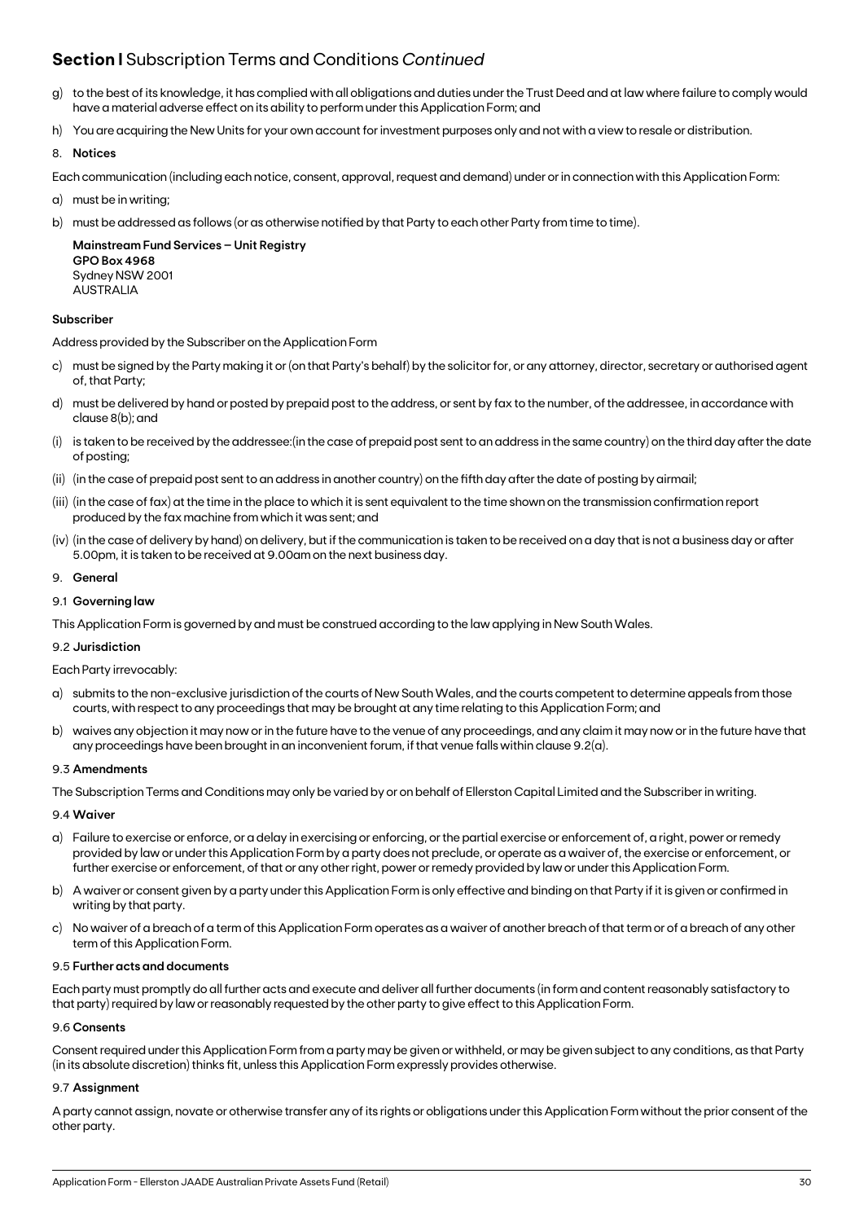## **Section I** Subscription Terms and Conditions *Continued*

g) to the best of its knowledge, it has complied with all obligations and duties under the Trust Deed and at law where failure to comply would have a material adverse effect on its ability to perform under this Application Form; and

h) You are acquiring the New Units for your own account for investment purposes only and not with a view to resale or distribution.

8. **Notices**

Each communication (including each notice, consent, approval, request and demand) under or in connection with this Application Form:

a) must be in writing;

b) must be addressed as follows (or as otherwise notified by that Party to each other Party from time to time).

**Mainstream Fund Services – Unit Registry**
**GPO Box 4968**
Sydney NSW 2001
AUSTRALIA

**Subscriber**

Address provided by the Subscriber on the Application Form

c) must be signed by the Party making it or (on that Party's behalf) by the solicitor for, or any attorney, director, secretary or authorised agent of, that Party;

d) must be delivered by hand or posted by prepaid post to the address, or sent by fax to the number, of the addressee, in accordance with clause 8(b); and

(i) is taken to be received by the addressee:(in the case of prepaid post sent to an address in the same country) on the third day after the date of posting;

(ii) (in the case of prepaid post sent to an address in another country) on the fifth day after the date of posting by airmail;

(iii) (in the case of fax) at the time in the place to which it is sent equivalent to the time shown on the transmission confirmation report produced by the fax machine from which it was sent; and

(iv) (in the case of delivery by hand) on delivery, but if the communication is taken to be received on a day that is not a business day or after 5.00pm, it is taken to be received at 9.00am on the next business day.

9. **General**

9.1 **Governing law**

This Application Form is governed by and must be construed according to the law applying in New South Wales.

9.2 **Jurisdiction**

Each Party irrevocably:

a) submits to the non-exclusive jurisdiction of the courts of New South Wales, and the courts competent to determine appeals from those courts, with respect to any proceedings that may be brought at any time relating to this Application Form; and

b) waives any objection it may now or in the future have to the venue of any proceedings, and any claim it may now or in the future have that any proceedings have been brought in an inconvenient forum, if that venue falls within clause 9.2(a).

9.3 **Amendments**

The Subscription Terms and Conditions may only be varied by or on behalf of Ellerston Capital Limited and the Subscriber in writing.

9.4 **Waiver**

a) Failure to exercise or enforce, or a delay in exercising or enforcing, or the partial exercise or enforcement of, a right, power or remedy provided by law or under this Application Form by a party does not preclude, or operate as a waiver of, the exercise or enforcement, or further exercise or enforcement, of that or any other right, power or remedy provided by law or under this Application Form.

b) A waiver or consent given by a party under this Application Form is only effective and binding on that Party if it is given or confirmed in writing by that party.

c) No waiver of a breach of a term of this Application Form operates as a waiver of another breach of that term or of a breach of any other term of this Application Form.

9.5 **Further acts and documents**

Each party must promptly do all further acts and execute and deliver all further documents (in form and content reasonably satisfactory to that party) required by law or reasonably requested by the other party to give effect to this Application Form.

9.6 **Consents**

Consent required under this Application Form from a party may be given or withheld, or may be given subject to any conditions, as that Party (in its absolute discretion) thinks fit, unless this Application Form expressly provides otherwise.

9.7 **Assignment**

A party cannot assign, novate or otherwise transfer any of its rights or obligations under this Application Form without the prior consent of the other party.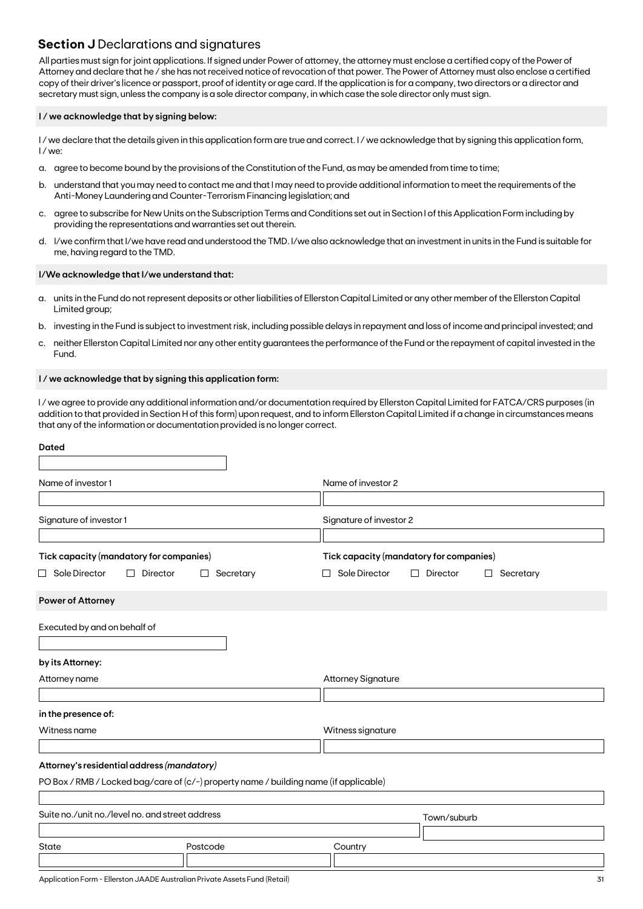## **Section J** Declarations and signatures

All parties must sign for joint applications. If signed under Power of attorney, the attorney must enclose a certified copy of the Power of Attorney and declare that he / she has not received notice of revocation of that power. The Power of Attorney must also enclose a certified copy of their driver's licence or passport, proof of identity or age card. If the application is for a company, two directors or a director and secretary must sign, unless the company is a sole director company, in which case the sole director only must sign.

**I / we acknowledge that by signing below:**

I / we declare that the details given in this application form are true and correct. I / we acknowledge that by signing this application form, I / we:

a. agree to become bound by the provisions of the Constitution of the Fund, as may be amended from time to time;

b. understand that you may need to contact me and that I may need to provide additional information to meet the requirements of the Anti-Money Laundering and Counter-Terrorism Financing legislation; and

c. agree to subscribe for New Units on the Subscription Terms and Conditions set out in Section I of this Application Form including by providing the representations and warranties set out therein.

d. I/we confirm that I/we have read and understood the TMD. I/we also acknowledge that an investment in units in the Fund is suitable for me, having regard to the TMD.

**I/We acknowledge that I/we understand that:**

a. units in the Fund do not represent deposits or other liabilities of Ellerston Capital Limited or any other member of the Ellerston Capital Limited group;

b. investing in the Fund is subject to investment risk, including possible delays in repayment and loss of income and principal invested; and

c. neither Ellerston Capital Limited nor any other entity guarantees the performance of the Fund or the repayment of capital invested in the Fund.

**I / we acknowledge that by signing this application form:**

I / we agree to provide any additional information and/or documentation required by Ellerston Capital Limited for FATCA/CRS purposes (in addition to that provided in Section H of this form) upon request, and to inform Ellerston Capital Limited if a change in circumstances means that any of the information or documentation provided is no longer correct.

**Dated**

| Name of investor 1 | Name of investor 2 |
| --- | --- |
| | |

| Signature of investor 1 | Signature of investor 2 |
| --- | --- |
| | |

| **Tick capacity (mandatory for companies)** | **Tick capacity (mandatory for companies)** |
| --- | --- |
| ☐ Sole Director ☐ Director ☐ Secretary | ☐ Sole Director ☐ Director ☐ Secretary |

**Power of Attorney**

Executed by and on behalf of

**by its Attorney:**

| Attorney name | Attorney Signature |
| --- | --- |
| | |

**in the presence of:**

| Witness name | Witness signature |
| --- | --- |
| | |

**Attorney's residential address *(mandatory)***

PO Box / RMB / Locked bag/care of (c/-) property name / building name (if applicable)

| Suite no./unit no./level no. and street address | Town/suburb |
| --- | --- |
| | |

| State | Postcode | Country |
| --- | --- | --- |
| | | |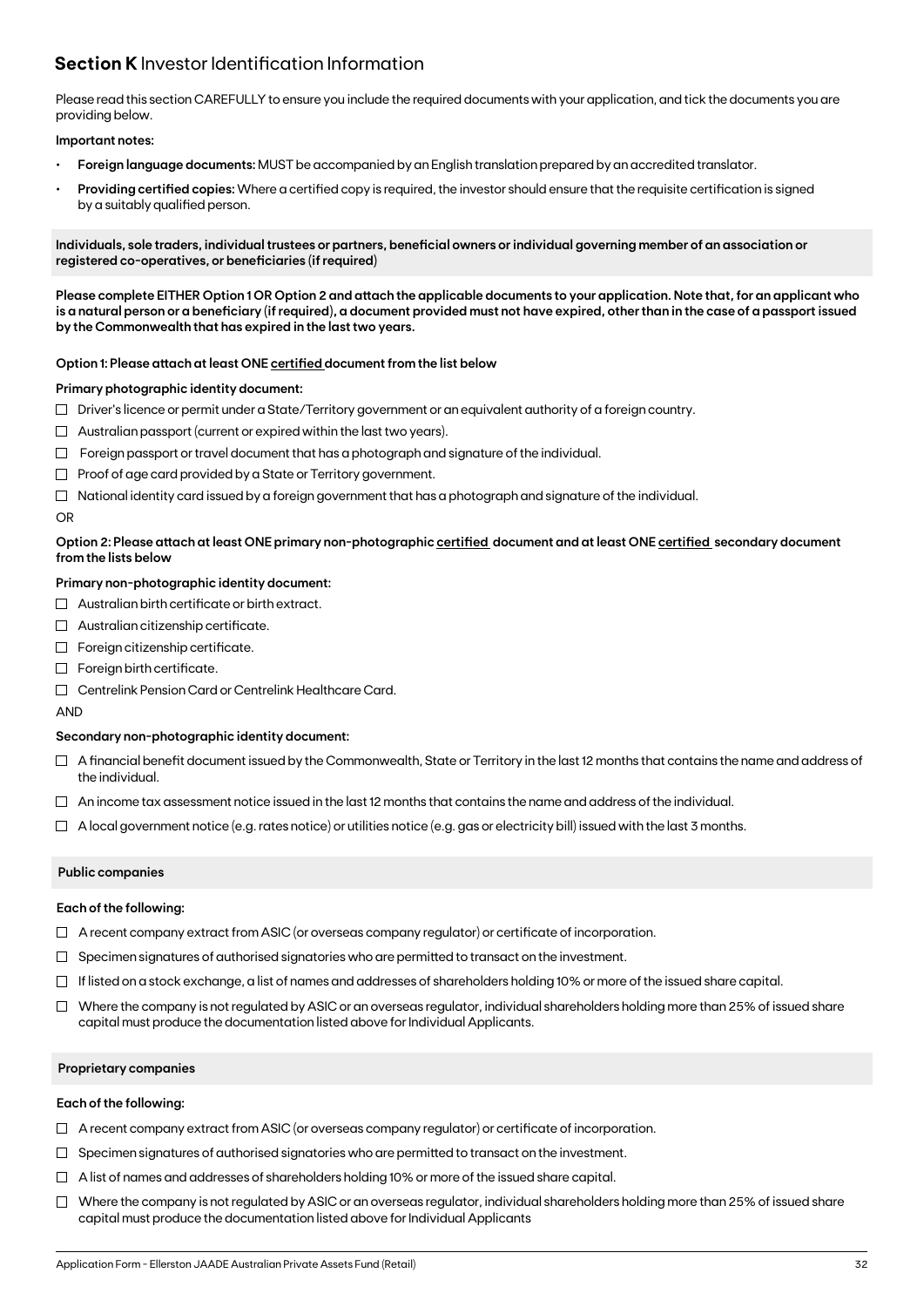## **Section K** Investor Identification Information

Please read this section CAREFULLY to ensure you include the required documents with your application, and tick the documents you are providing below.

**Important notes:**

- **Foreign language documents:** MUST be accompanied by an English translation prepared by an accredited translator.
- **Providing certified copies:** Where a certified copy is required, the investor should ensure that the requisite certification is signed by a suitably qualified person.

### Individuals, sole traders, individual trustees or partners, beneficial owners or individual governing member of an association or registered co-operatives, or beneficiaries (if required)

**Please complete EITHER Option 1 OR Option 2 and attach the applicable documents to your application. Note that, for an applicant who is a natural person or a beneficiary (if required), a document provided must not have expired, other than in the case of a passport issued by the Commonwealth that has expired in the last two years.**

**Option 1: Please attach at least ONE certified document from the list below**

**Primary photographic identity document:**

- ☐ Driver's licence or permit under a State/Territory government or an equivalent authority of a foreign country.
- ☐ Australian passport (current or expired within the last two years).
- ☐ Foreign passport or travel document that has a photograph and signature of the individual.
- ☐ Proof of age card provided by a State or Territory government.
- ☐ National identity card issued by a foreign government that has a photograph and signature of the individual.

OR

**Option 2: Please attach at least ONE primary non-photographic certified document and at least ONE certified secondary document from the lists below**

**Primary non-photographic identity document:**

- ☐ Australian birth certificate or birth extract.
- ☐ Australian citizenship certificate.
- ☐ Foreign citizenship certificate.
- ☐ Foreign birth certificate.
- ☐ Centrelink Pension Card or Centrelink Healthcare Card.

AND

**Secondary non-photographic identity document:**

- ☐ A financial benefit document issued by the Commonwealth, State or Territory in the last 12 months that contains the name and address of the individual.
- ☐ An income tax assessment notice issued in the last 12 months that contains the name and address of the individual.
- ☐ A local government notice (e.g. rates notice) or utilities notice (e.g. gas or electricity bill) issued with the last 3 months.

### Public companies

**Each of the following:**

- ☐ A recent company extract from ASIC (or overseas company regulator) or certificate of incorporation.
- ☐ Specimen signatures of authorised signatories who are permitted to transact on the investment.
- ☐ If listed on a stock exchange, a list of names and addresses of shareholders holding 10% or more of the issued share capital.
- ☐ Where the company is not regulated by ASIC or an overseas regulator, individual shareholders holding more than 25% of issued share capital must produce the documentation listed above for Individual Applicants.

### Proprietary companies

**Each of the following:**

- ☐ A recent company extract from ASIC (or overseas company regulator) or certificate of incorporation.
- ☐ Specimen signatures of authorised signatories who are permitted to transact on the investment.
- ☐ A list of names and addresses of shareholders holding 10% or more of the issued share capital.
- ☐ Where the company is not regulated by ASIC or an overseas regulator, individual shareholders holding more than 25% of issued share capital must produce the documentation listed above for Individual Applicants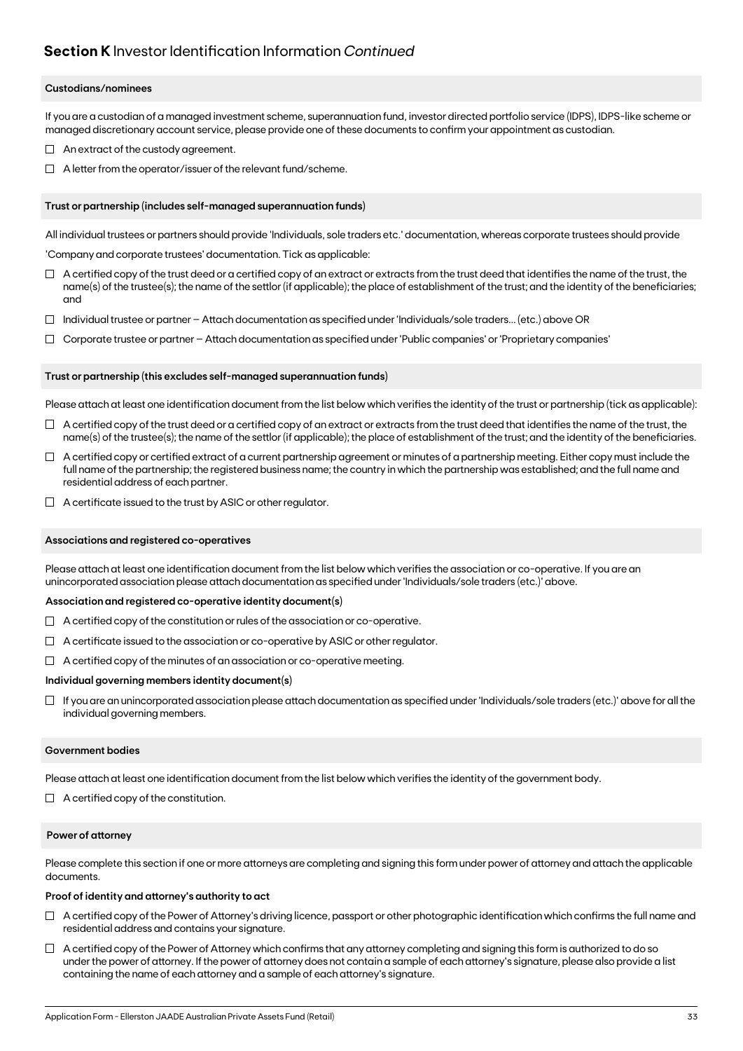## **Section K** Investor Identification Information *Continued*

### Custodians/nominees

If you are a custodian of a managed investment scheme, superannuation fund, investor directed portfolio service (IDPS), IDPS-like scheme or managed discretionary account service, please provide one of these documents to confirm your appointment as custodian.

- ☐ An extract of the custody agreement.
- ☐ A letter from the operator/issuer of the relevant fund/scheme.

### Trust or partnership (includes self-managed superannuation funds)

All individual trustees or partners should provide 'Individuals, sole traders etc.' documentation, whereas corporate trustees should provide 'Company and corporate trustees' documentation. Tick as applicable:

- ☐ A certified copy of the trust deed or a certified copy of an extract or extracts from the trust deed that identifies the name of the trust, the name(s) of the trustee(s); the name of the settlor (if applicable); the place of establishment of the trust; and the identity of the beneficiaries; and
- ☐ Individual trustee or partner – Attach documentation as specified under 'Individuals/sole traders... (etc.) above OR
- ☐ Corporate trustee or partner – Attach documentation as specified under 'Public companies' or 'Proprietary companies'

### Trust or partnership (this excludes self-managed superannuation funds)

Please attach at least one identification document from the list below which verifies the identity of the trust or partnership (tick as applicable):

- ☐ A certified copy of the trust deed or a certified copy of an extract or extracts from the trust deed that identifies the name of the trust, the name(s) of the trustee(s); the name of the settlor (if applicable); the place of establishment of the trust; and the identity of the beneficiaries.
- ☐ A certified copy or certified extract of a current partnership agreement or minutes of a partnership meeting. Either copy must include the full name of the partnership; the registered business name; the country in which the partnership was established; and the full name and residential address of each partner.
- ☐ A certificate issued to the trust by ASIC or other regulator.

### Associations and registered co-operatives

Please attach at least one identification document from the list below which verifies the association or co-operative. If you are an unincorporated association please attach documentation as specified under 'Individuals/sole traders (etc.)' above.

**Association and registered co-operative identity document(s)**

- ☐ A certified copy of the constitution or rules of the association or co-operative.
- ☐ A certificate issued to the association or co-operative by ASIC or other regulator.
- ☐ A certified copy of the minutes of an association or co-operative meeting.

**Individual governing members identity document(s)**

- ☐ If you are an unincorporated association please attach documentation as specified under 'Individuals/sole traders (etc.)' above for all the individual governing members.

### Government bodies

Please attach at least one identification document from the list below which verifies the identity of the government body.

- ☐ A certified copy of the constitution.

### Power of attorney

Please complete this section if one or more attorneys are completing and signing this form under power of attorney and attach the applicable documents.

**Proof of identity and attorney's authority to act**

- ☐ A certified copy of the Power of Attorney's driving licence, passport or other photographic identification which confirms the full name and residential address and contains your signature.
- ☐ A certified copy of the Power of Attorney which confirms that any attorney completing and signing this form is authorized to do so under the power of attorney. If the power of attorney does not contain a sample of each attorney's signature, please also provide a list containing the name of each attorney and a sample of each attorney's signature.